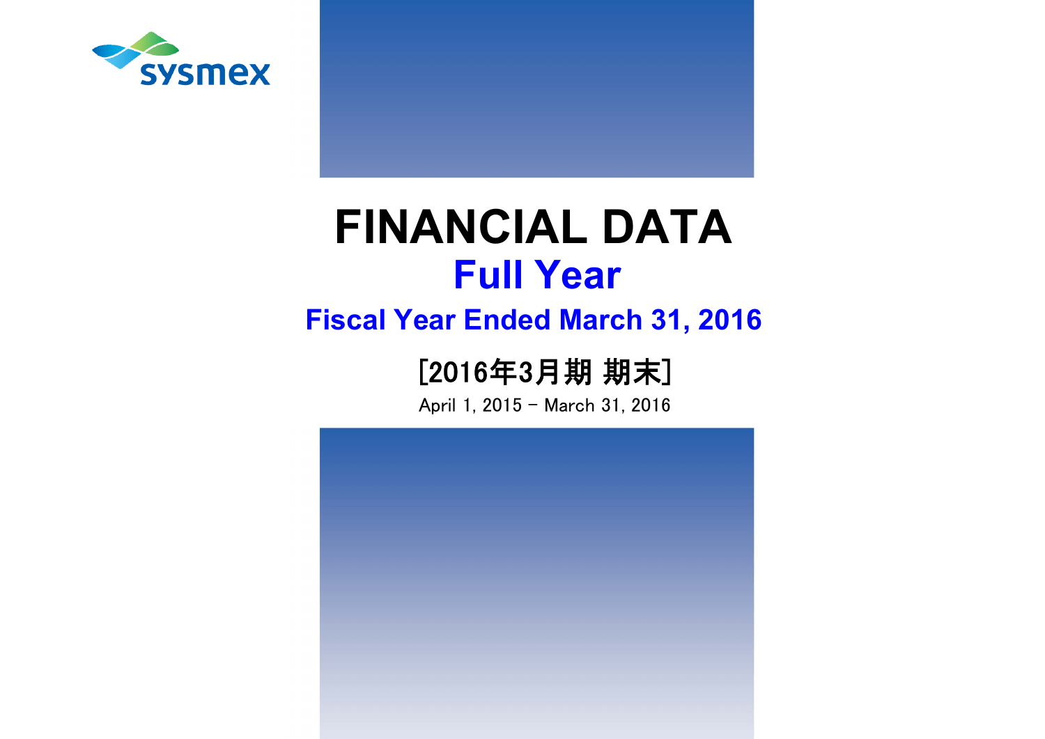sysmex

# FINANCIAL DATA

## Full Year

### Fiscal Year Ended March 31, 2016

[2016年3月期 期末]

April 1, 2015 – March 31, 2016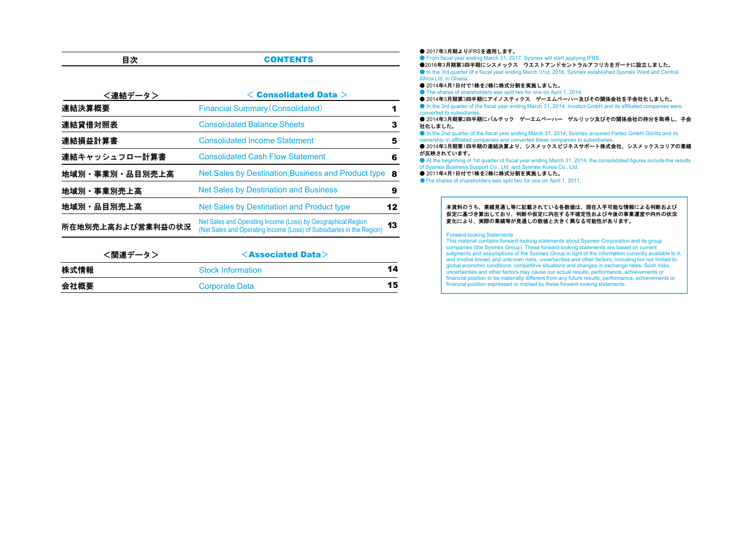| 目次 | CONTENTS | |
|---|---|---|
| **<連結データ>** | **< Consolidated Data >** | |
| 連結決算概要 | Financial Summary（Consolidated） | 1 |
| 連結貸借対照表 | Consolidated Balance Sheets | 3 |
| 連結損益計算書 | Consolidated Income Statement | 5 |
| 連結キャッシュフロー計算書 | Consolidated Cash Flow Statement | 6 |
| 地域別・事業別・品目別売上高 | Net Sales by Destination,Business and Product type | 8 |
| 地域別・事業別売上高 | Net Sales by Destination and Business | 9 |
| 地域別・品目別売上高 | Net Sales by Destination and Product type | 12 |
| 所在地別売上高および営業利益の状況 | Net Sales and Operating Income (Loss) by Geographical Region (Net Sales and Operating Income (Loss) of Subsidiaries in the Region) | 13 |
| **<関連データ>** | **<Associated Data>** | |
| 株式情報 | Stock Information | 14 |
| 会社概要 | Corporate Data | 15 |

● 2017年3月期よりIFRSを適用します。
● From fiscal year ending March 31, 2017, Sysmex will start applying IFRS.
●2016年3月期第3四半期にシスメックス　ウエストアンドセントラルアフリカをガーナに設立しました。
● In the 3rd quarter of e fiscal year ending March 31st, 2016, Sysmex established Sysmex West and Central Africa Ltd. in Ghana.
● 2014年4月1日付で1株を2株に株式分割を実施しました。
● The shares of shareholders was split two for one on April 1, 2014.
● 2014年3月期第3四半期にアイノスティクス　ゲーエムベーハー及びその関係会社を子会社化しました。
● In the 3rd quarter of the fiscal year ending March 31, 2014, Inostics GmbH and its affiliated companies were converted to subsidiaries.
● 2014年3月期第2四半期にパルテック　ゲーエムベーハー　ゲルリッツ及びその関係会社の持分を取得し、子会社化しました。
● In the 2nd quarter of the fiscal year ending March 31, 2014, Sysmex acquired Partec GmbH Görlitz and its ownership in affiliated companies and converted these companies to subsidiaries.
● 2014年3月期第1四半期の連結決算より、シスメックスビジネスサポート株式会社、シスメックスコリアの業績が反映されています。
● At the beginning of 1st quarter of fiscal year ending March 31, 2014, the consolidated figures include the results of Sysmex Business Support Co., Ltd. and Sysmex Korea Co., Ltd.
● 2011年4月1日付で1株を2株に株式分割を実施しました。
●The shares of shareholders was split two for one on April 1, 2011.

本資料のうち、業績見通し等に記載されている各数値は、現在入手可能な情報による判断および仮定に基づき算出しており、判断や仮定に内在する不確定性および今後の事業運営や内外の状況変化により、実際の業績等が見通しの数値と大きく異なる可能性があります。

Forward-looking Statements
This material contains forward-looking statements about Sysmex Corporation and its group companies (the Sysmex Group). These forward-looking statements are based on current judgments and assumptions of the Sysmex Group in light of the information currently available to it, and involve known and unknown risks, uncertainties and other factors, including but not limited to: global economic conditions, competitive situations and changes in exchange rates. Such risks, uncertainties and other factors may cause our actual results, performance, achievements or financial position to be materially different from any future results, performance, achievements or financial position expressed or implied by these forward-looking statements.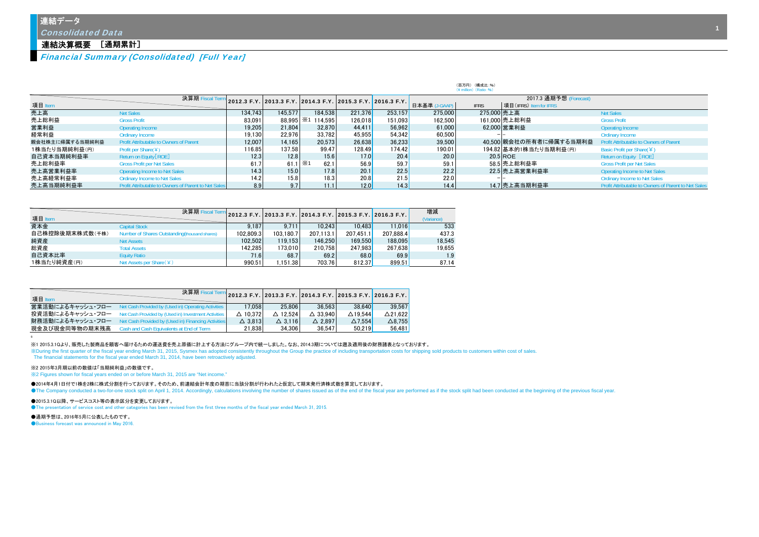# 連結データ
*Consolidated Data*

## 連結決算概要 ［通期累計］
*Financial Summary (Consolidated) [Full Year]*

（百万円）（構成比：%）
(¥ million) (Ratio : %)

| 項目 Item | | 2012.3 F.Y. | 2013.3 F.Y. | 2014.3 F.Y. | 2015.3 F.Y. | 2016.3 F.Y. | 2017.3 通期予想 (Forecast) 日本基準 (J-GAAP) | IFRS | 項目(IFRS) Item for IFRS | |
|---|---|---|---|---|---|---|---|---|---|---|
| 売上高 | Net Sales | 134,743 | 145,577 | 184,538 | 221,376 | 253,157 | 275,000 | 275,000 | 売上高 | Net Sales |
| 売上総利益 | Gross Profit | 83,091 | 88,995 | ※1 114,595 | 126,018 | 151,093 | 162,500 | 161,000 | 売上総利益 | Gross Profit |
| 営業利益 | Operating Income | 19,205 | 21,804 | 32,870 | 44,411 | 56,962 | 61,000 | 62,000 | 営業利益 | Operating Income |
| 経常利益 | Ordinary Income | 19,130 | 22,976 | 33,782 | 45,955 | 54,342 | 60,500 | – | – | Ordinary Income |
| 親会社株主に帰属する当期純利益 | Profit Attributable to Owners of Parent | 12,007 | 14,165 | 20,573 | 26,638 | 36,233 | 39,500 | 40,500 | 親会社の所有者に帰属する当期利益 | Profit Attributable to Owners of Parent |
| 1株当たり当期純利益(円) | Profit per Share(¥) | 116.85 | 137.58 | 99.47 | 128.49 | 174.42 | 190.01 | 194.82 | 基本的1株当たり当期利益(円) | Basic Profit per Share(¥) |
| 自己資本当期純利益率 | Return on Equity[ROE] | 12.3 | 12.8 | 15.6 | 17.0 | 20.4 | 20.0 | 20.5 | ROE | Return on Equity [ROE] |
| 売上総利益率 | Gross Profit per Net Sales | 61.7 | 61.1 | ※1 62.1 | 56.9 | 59.7 | 59.1 | 58.5 | 売上総利益率 | Gross Profit per Net Sales |
| 売上高営業利益率 | Operating Income to Net Sales | 14.3 | 15.0 | 17.8 | 20.1 | 22.5 | 22.2 | 22.5 | 売上高営業利益率 | Operating Income to Net Sales |
| 売上高経常利益率 | Ordinary Income to Net Sales | 14.2 | 15.8 | 18.3 | 20.8 | 21.5 | 22.0 | – | – | Ordinary Income to Net Sales |
| 売上高当期純利益率 | Profit Attributable to Owners of Parent to Net Sales | 8.9 | 9.7 | 11.1 | 12.0 | 14.3 | 14.4 | 14.7 | 売上高当期利益率 | Profit Attributable to Owners of Parent to Net Sales |

| 項目 Item | | 2012.3 F.Y. | 2013.3 F.Y. | 2014.3 F.Y. | 2015.3 F.Y. | 2016.3 F.Y. | 増減 (Variance) |
|---|---|---|---|---|---|---|---|
| 資本金 | Capital Stock | 9,187 | 9,711 | 10,243 | 10,483 | 11,016 | 533 |
| 自己株控除後期末株式数(千株) | Number of Shares Outstanding(thousand shares) | 102,809.3 | 103,180.7 | 207,113.1 | 207,451.1 | 207,888.4 | 437.3 |
| 純資産 | Net Assets | 102,502 | 119,153 | 146,250 | 169,550 | 188,095 | 18,545 |
| 総資産 | Total Assets | 142,285 | 173,010 | 210,758 | 247,983 | 267,638 | 19,655 |
| 自己資本比率 | Equity Ratio | 71.6 | 68.7 | 69.2 | 68.0 | 69.9 | 1.9 |
| 1株当たり純資産(円) | Net Assets per Share(¥) | 990.51 | 1,151.38 | 703.76 | 812.37 | 899.51 | 87.14 |

| 項目 Item | | 2012.3 F.Y. | 2013.3 F.Y. | 2014.3 F.Y. | 2015.3 F.Y. | 2016.3 F.Y. |
|---|---|---|---|---|---|---|
| 営業活動によるキャッシュ・フロー | Net Cash Provided by (Used in) Operating Activities | 17,058 | 25,806 | 36,563 | 38,640 | 39,567 |
| 投資活動によるキャッシュ・フロー | Net Cash Provided by (Used in) Investment Activities | △ 10,372 | △ 12,524 | △ 33,940 | △19,544 | △21,622 |
| 財務活動によるキャッシュ・フロー | Net Cash Provided by (Used in) Financing Activities | △ 3,813 | △ 3,116 | △ 2,897 | △7,554 | △8,755 |
| 現金及び現金同等物の期末残高 | Cash and Cash Equivalents at End of Term | 21,838 | 34,306 | 36,547 | 50,219 | 56,481 |

※1 2015.3.1Qより、販売した製商品を顧客へ届けるための運送費を売上原価に計上する方法にグループ内で統一しました。なお、2014.3期については遡及適用後の財務諸表となっております。
※During the first quarter of the fiscal year ending March 31, 2015, Sysmex has adopted consistently throughout the Group the practice of including transportation costs for shipping sold products to customers within cost of sales.
The financial statements for the fiscal year ended March 31, 2014, have been retroactively adjusted.

※2 2015年3月期以前の数値は「当期純利益」の数値です。
※2 Figures shown for fiscal years ended on or before March 31, 2015 are "Net income."

●2014年4月1日付で1株を2株に株式分割を行っております。そのため、前連結会計年度の期首に当該分割が行われたと仮定して期末発行済株式数を算定しております。
●The Company conducted a two-for-one stock split on April 1, 2014. Accordingly, calculations involving the number of shares issued as of the end of the fiscal year are performed as if the stock split had been conducted at the beginning of the previous fiscal year.

●2015.3.1Q以降、サービスコスト等の表示区分を変更しております。
●The presentation of service cost and other categories has been revised from the first three months of the fiscal year ended March 31, 2015.

●通期予想は、2016年5月に公表したものです。
●Business forecast was announced in May 2016.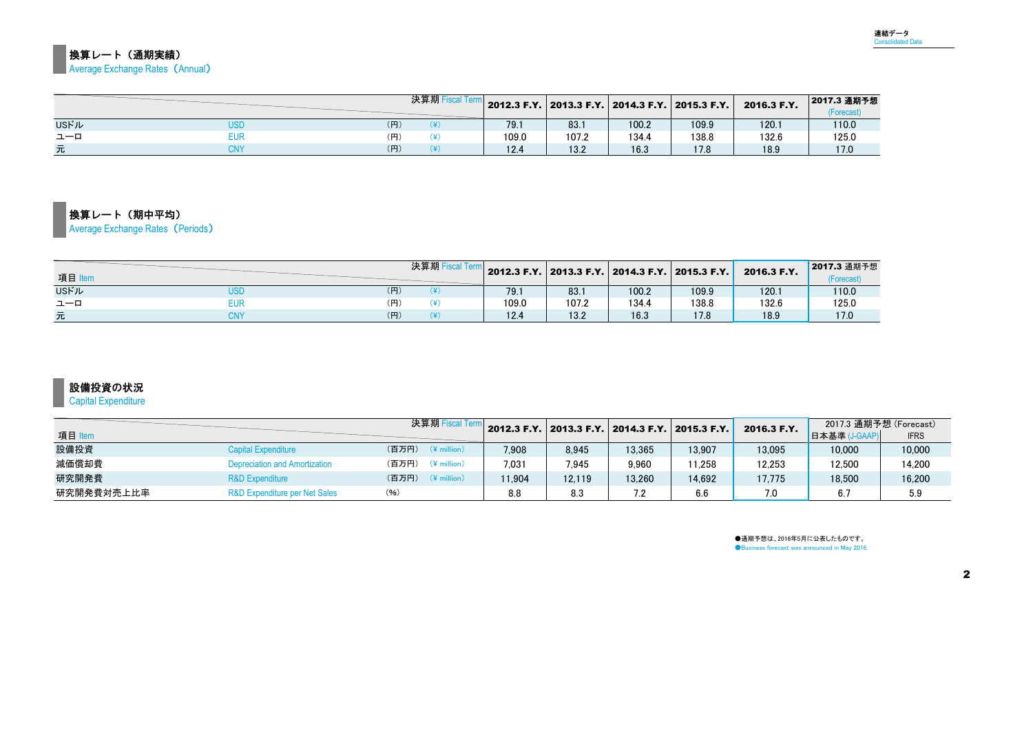## 換算レート（通期実績）
Average Exchange Rates（Annual）

| | | 決算期 Fiscal Term | 2012.3 F.Y. | 2013.3 F.Y. | 2014.3 F.Y. | 2015.3 F.Y. | 2016.3 F.Y. | 2017.3 通期予想 (Forecast) |
|---|---|---|---|---|---|---|---|---|
| USドル | USD | (円) (¥) | 79.1 | 83.1 | 100.2 | 109.9 | 120.1 | 110.0 |
| ユーロ | EUR | (円) (¥) | 109.0 | 107.2 | 134.4 | 138.8 | 132.6 | 125.0 |
| 元 | CNY | (円) (¥) | 12.4 | 13.2 | 16.3 | 17.8 | 18.9 | 17.0 |

## 換算レート（期中平均）
Average Exchange Rates（Periods）

| 項目 Item | | 決算期 Fiscal Term | 2012.3 F.Y. | 2013.3 F.Y. | 2014.3 F.Y. | 2015.3 F.Y. | 2016.3 F.Y. | 2017.3 通期予想 (Forecast) |
|---|---|---|---|---|---|---|---|---|
| USドル | USD | (円) (¥) | 79.1 | 83.1 | 100.2 | 109.9 | 120.1 | 110.0 |
| ユーロ | EUR | (円) (¥) | 109.0 | 107.2 | 134.4 | 138.8 | 132.6 | 125.0 |
| 元 | CNY | (円) (¥) | 12.4 | 13.2 | 16.3 | 17.8 | 18.9 | 17.0 |

## 設備投資の状況
Capital Expenditure

| 項目 Item | | 決算期 Fiscal Term | 2012.3 F.Y. | 2013.3 F.Y. | 2014.3 F.Y. | 2015.3 F.Y. | 2016.3 F.Y. | 2017.3 通期予想 (Forecast) | |
|---|---|---|---|---|---|---|---|---|---|
| | | | | | | | | 日本基準 (J-GAAP) | IFRS |
| 設備投資 | Capital Expenditure | (百万円) (¥ million) | 7,908 | 8,945 | 13,365 | 13,907 | 13,095 | 10,000 | 10,000 |
| 減価償却費 | Depreciation and Amortization | (百万円) (¥ million) | 7,031 | 7,945 | 9,960 | 11,258 | 12,253 | 12,500 | 14,200 |
| 研究開発費 | R&D Expenditure | (百万円) (¥ million) | 11,904 | 12,119 | 13,260 | 14,692 | 17,775 | 18,500 | 16,200 |
| 研究開発費対売上比率 | R&D Expenditure per Net Sales | (%) | 8.8 | 8.3 | 7.2 | 6.6 | 7.0 | 6.7 | 5.9 |

●通期予想は、2016年5月に公表したものです。
●Business forecast was announced in May 2016.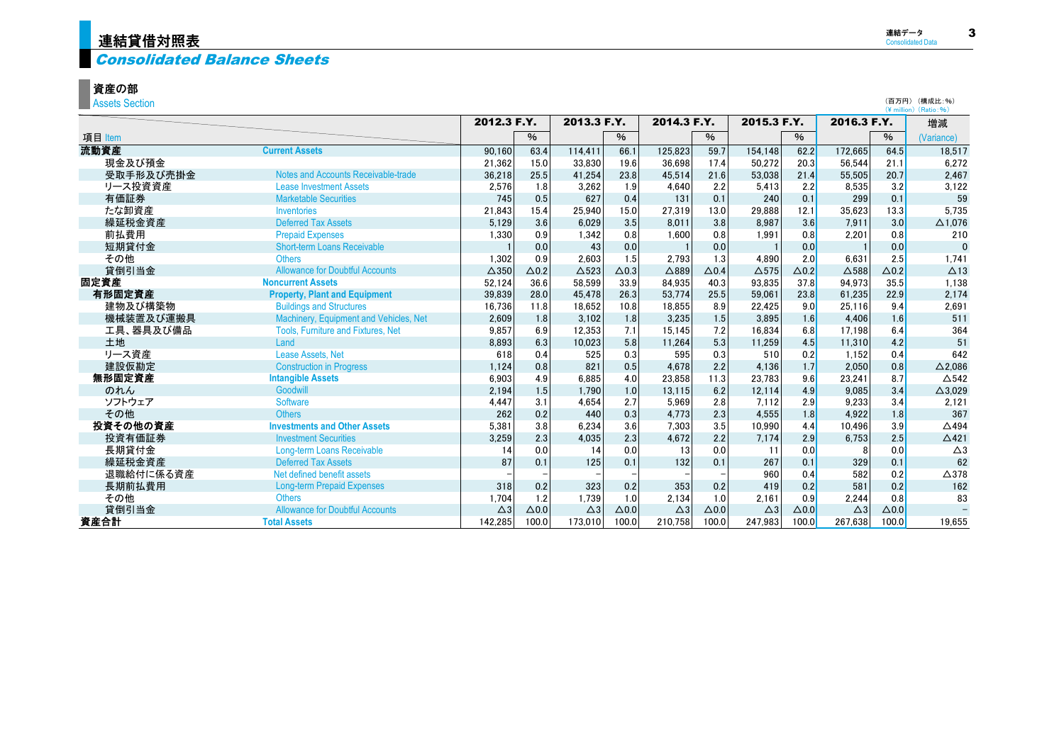# 連結貸借対照表
## *Consolidated Balance Sheets*

### 資産の部
Assets Section

（百万円）（構成比：%）
(¥ million) (Ratio: %)

| 項目 Item | | 2012.3 F.Y. | % | 2013.3 F.Y. | % | 2014.3 F.Y. | % | 2015.3 F.Y. | % | 2016.3 F.Y. | % | 増減 (Variance) |
|---|---|---|---|---|---|---|---|---|---|---|---|---|
| **流動資産** | **Current Assets** | 90,160 | 63.4 | 114,411 | 66.1 | 125,823 | 59.7 | 154,148 | 62.2 | 172,665 | 64.5 | 18,517 |
| 現金及び預金 | | 21,362 | 15.0 | 33,830 | 19.6 | 36,698 | 17.4 | 50,272 | 20.3 | 56,544 | 21.1 | 6,272 |
| 受取手形及び売掛金 | Notes and Accounts Receivable-trade | 36,218 | 25.5 | 41,254 | 23.8 | 45,514 | 21.6 | 53,038 | 21.4 | 55,505 | 20.7 | 2,467 |
| リース投資資産 | Lease Investment Assets | 2,576 | 1.8 | 3,262 | 1.9 | 4,640 | 2.2 | 5,413 | 2.2 | 8,535 | 3.2 | 3,122 |
| 有価証券 | Marketable Securities | 745 | 0.5 | 627 | 0.4 | 131 | 0.1 | 240 | 0.1 | 299 | 0.1 | 59 |
| たな卸資産 | Inventories | 21,843 | 15.4 | 25,940 | 15.0 | 27,319 | 13.0 | 29,888 | 12.1 | 35,623 | 13.3 | 5,735 |
| 繰延税金資産 | Deferred Tax Assets | 5,129 | 3.6 | 6,029 | 3.5 | 8,011 | 3.8 | 8,987 | 3.6 | 7,911 | 3.0 | △1,076 |
| 前払費用 | Prepaid Expenses | 1,330 | 0.9 | 1,342 | 0.8 | 1,600 | 0.8 | 1,991 | 0.8 | 2,201 | 0.8 | 210 |
| 短期貸付金 | Short-term Loans Receivable | 1 | 0.0 | 43 | 0.0 | 1 | 0.0 | 1 | 0.0 | 1 | 0.0 | 0 |
| その他 | Others | 1,302 | 0.9 | 2,603 | 1.5 | 2,793 | 1.3 | 4,890 | 2.0 | 6,631 | 2.5 | 1,741 |
| 貸倒引当金 | Allowance for Doubtful Accounts | △350 | △0.2 | △523 | △0.3 | △889 | △0.4 | △575 | △0.2 | △588 | △0.2 | △13 |
| **固定資産** | **Noncurrent Assets** | 52,124 | 36.6 | 58,599 | 33.9 | 84,935 | 40.3 | 93,835 | 37.8 | 94,973 | 35.5 | 1,138 |
| **有形固定資産** | **Property, Plant and Equipment** | 39,839 | 28.0 | 45,478 | 26.3 | 53,774 | 25.5 | 59,061 | 23.8 | 61,235 | 22.9 | 2,174 |
| 建物及び構築物 | Buildings and Structures | 16,736 | 11.8 | 18,652 | 10.8 | 18,855 | 8.9 | 22,425 | 9.0 | 25,116 | 9.4 | 2,691 |
| 機械装置及び運搬具 | Machinery, Equipment and Vehicles, Net | 2,609 | 1.8 | 3,102 | 1.8 | 3,235 | 1.5 | 3,895 | 1.6 | 4,406 | 1.6 | 511 |
| 工具、器具及び備品 | Tools, Furniture and Fixtures, Net | 9,857 | 6.9 | 12,353 | 7.1 | 15,145 | 7.2 | 16,834 | 6.8 | 17,198 | 6.4 | 364 |
| 土地 | Land | 8,893 | 6.3 | 10,023 | 5.8 | 11,264 | 5.3 | 11,259 | 4.5 | 11,310 | 4.2 | 51 |
| リース資産 | Lease Assets, Net | 618 | 0.4 | 525 | 0.3 | 595 | 0.3 | 510 | 0.2 | 1,152 | 0.4 | 642 |
| 建設仮勘定 | Construction in Progress | 1,124 | 0.8 | 821 | 0.5 | 4,678 | 2.2 | 4,136 | 1.7 | 2,050 | 0.8 | △2,086 |
| **無形固定資産** | **Intangible Assets** | 6,903 | 4.9 | 6,885 | 4.0 | 23,858 | 11.3 | 23,783 | 9.6 | 23,241 | 8.7 | △542 |
| のれん | Goodwill | 2,194 | 1.5 | 1,790 | 1.0 | 13,115 | 6.2 | 12,114 | 4.9 | 9,085 | 3.4 | △3,029 |
| ソフトウェア | Software | 4,447 | 3.1 | 4,654 | 2.7 | 5,969 | 2.8 | 7,112 | 2.9 | 9,233 | 3.4 | 2,121 |
| その他 | Others | 262 | 0.2 | 440 | 0.3 | 4,773 | 2.3 | 4,555 | 1.8 | 4,922 | 1.8 | 367 |
| **投資その他の資産** | **Investments and Other Assets** | 5,381 | 3.8 | 6,234 | 3.6 | 7,303 | 3.5 | 10,990 | 4.4 | 10,496 | 3.9 | △494 |
| 投資有価証券 | Investment Securities | 3,259 | 2.3 | 4,035 | 2.3 | 4,672 | 2.2 | 7,174 | 2.9 | 6,753 | 2.5 | △421 |
| 長期貸付金 | Long-term Loans Receivable | 14 | 0.0 | 14 | 0.0 | 13 | 0.0 | 11 | 0.0 | 8 | 0.0 | △3 |
| 繰延税金資産 | Deferred Tax Assets | 87 | 0.1 | 125 | 0.1 | 132 | 0.1 | 267 | 0.1 | 329 | 0.1 | 62 |
| 退職給付に係る資産 | Net defined benefit assets | – | – | – | – | – | – | 960 | 0.4 | 582 | 0.2 | △378 |
| 長期前払費用 | Long-term Prepaid Expenses | 318 | 0.2 | 323 | 0.2 | 353 | 0.2 | 419 | 0.2 | 581 | 0.2 | 162 |
| その他 | Others | 1,704 | 1.2 | 1,739 | 1.0 | 2,134 | 1.0 | 2,161 | 0.9 | 2,244 | 0.8 | 83 |
| 貸倒引当金 | Allowance for Doubtful Accounts | △3 | △0.0 | △3 | △0.0 | △3 | △0.0 | △3 | △0.0 | △3 | △0.0 | – |
| **資産合計** | **Total Assets** | 142,285 | 100.0 | 173,010 | 100.0 | 210,758 | 100.0 | 247,983 | 100.0 | 267,638 | 100.0 | 19,655 |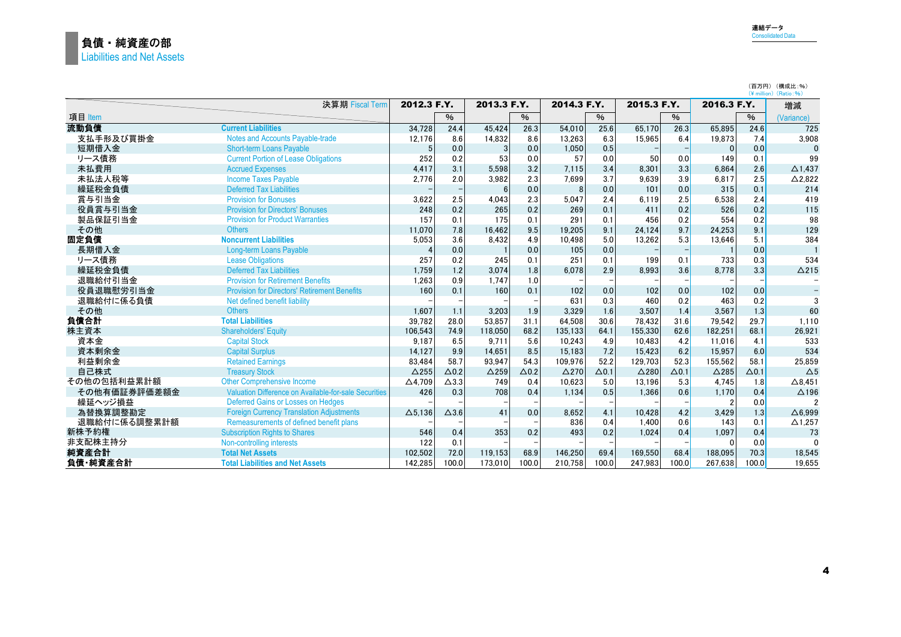## 負債・純資産の部
Liabilities and Net Assets

連結データ Consolidated Data

（百万円）（構成比：%）
(¥ million) (Ratio: %)

| 項目 Item | 決算期 Fiscal Term | 2012.3 F.Y. | % | 2013.3 F.Y. | % | 2014.3 F.Y. | % | 2015.3 F.Y. | % | 2016.3 F.Y. | % | 増減 (Variance) |
|---|---|---|---|---|---|---|---|---|---|---|---|---|
| 流動負債 | Current Liabilities | 34,728 | 24.4 | 45,424 | 26.3 | 54,010 | 25.6 | 65,170 | 26.3 | 65,895 | 24.6 | 725 |
| 支払手形及び買掛金 | Notes and Accounts Payable-trade | 12,176 | 8.6 | 14,832 | 8.6 | 13,263 | 6.3 | 15,965 | 6.4 | 19,873 | 7.4 | 3,908 |
| 短期借入金 | Short-term Loans Payable | 5 | 0.0 | 3 | 0.0 | 1,050 | 0.5 | – | – | 0 | 0.0 | 0 |
| リース債務 | Current Portion of Lease Obligations | 252 | 0.2 | 53 | 0.0 | 57 | 0.0 | 50 | 0.0 | 149 | 0.1 | 99 |
| 未払費用 | Accrued Expenses | 4,417 | 3.1 | 5,598 | 3.2 | 7,115 | 3.4 | 8,301 | 3.3 | 6,864 | 2.6 | △1,437 |
| 未払法人税等 | Income Taxes Payable | 2,776 | 2.0 | 3,982 | 2.3 | 7,699 | 3.7 | 9,639 | 3.9 | 6,817 | 2.5 | △2,822 |
| 繰延税金負債 | Deferred Tax Liabilities | – | – | 6 | 0.0 | 8 | 0.0 | 101 | 0.0 | 315 | 0.1 | 214 |
| 賞与引当金 | Provision for Bonuses | 3,622 | 2.5 | 4,043 | 2.3 | 5,047 | 2.4 | 6,119 | 2.5 | 6,538 | 2.4 | 419 |
| 役員賞与引当金 | Provision for Directors' Bonuses | 248 | 0.2 | 265 | 0.2 | 269 | 0.1 | 411 | 0.2 | 526 | 0.2 | 115 |
| 製品保証引当金 | Provision for Product Warranties | 157 | 0.1 | 175 | 0.1 | 291 | 0.1 | 456 | 0.2 | 554 | 0.2 | 98 |
| その他 | Others | 11,070 | 7.8 | 16,462 | 9.5 | 19,205 | 9.1 | 24,124 | 9.7 | 24,253 | 9.1 | 129 |
| 固定負債 | Noncurrent Liabilities | 5,053 | 3.6 | 8,432 | 4.9 | 10,498 | 5.0 | 13,262 | 5.3 | 13,646 | 5.1 | 384 |
| 長期借入金 | Long-term Loans Payable | 4 | 0.0 | 1 | 0.0 | 105 | 0.0 | – | – | 1 | 0.0 | 1 |
| リース債務 | Lease Obligations | 257 | 0.2 | 245 | 0.1 | 251 | 0.1 | 199 | 0.1 | 733 | 0.3 | 534 |
| 繰延税金負債 | Deferred Tax Liabilities | 1,759 | 1.2 | 3,074 | 1.8 | 6,078 | 2.9 | 8,993 | 3.6 | 8,778 | 3.3 | △215 |
| 退職給付引当金 | Provision for Retirement Benefits | 1,263 | 0.9 | 1,747 | 1.0 | – | – | – | – | – | – | – |
| 役員退職慰労引当金 | Provision for Directors' Retirement Benefits | 160 | 0.1 | 160 | 0.1 | 102 | 0.0 | 102 | 0.0 | 102 | 0.0 | – |
| 退職給付に係る負債 | Net defined benefit liability | – | – | – | – | 631 | 0.3 | 460 | 0.2 | 463 | 0.2 | 3 |
| その他 | Others | 1,607 | 1.1 | 3,203 | 1.9 | 3,329 | 1.6 | 3,507 | 1.4 | 3,567 | 1.3 | 60 |
| 負債合計 | Total Liabilities | 39,782 | 28.0 | 53,857 | 31.1 | 64,508 | 30.6 | 78,432 | 31.6 | 79,542 | 29.7 | 1,110 |
| 株主資本 | Shareholders' Equity | 106,543 | 74.9 | 118,050 | 68.2 | 135,133 | 64.1 | 155,330 | 62.6 | 182,251 | 68.1 | 26,921 |
| 資本金 | Capital Stock | 9,187 | 6.5 | 9,711 | 5.6 | 10,243 | 4.9 | 10,483 | 4.2 | 11,016 | 4.1 | 533 |
| 資本剰余金 | Capital Surplus | 14,127 | 9.9 | 14,651 | 8.5 | 15,183 | 7.2 | 15,423 | 6.2 | 15,957 | 6.0 | 534 |
| 利益剰余金 | Retained Earnings | 83,484 | 58.7 | 93,947 | 54.3 | 109,976 | 52.2 | 129,703 | 52.3 | 155,562 | 58.1 | 25,859 |
| 自己株式 | Treasury Stock | △255 | △0.2 | △259 | △0.2 | △270 | △0.1 | △280 | △0.1 | △285 | △0.1 | △5 |
| その他の包括利益累計額 | Other Comprehensive Income | △4,709 | △3.3 | 749 | 0.4 | 10,623 | 5.0 | 13,196 | 5.3 | 4,745 | 1.8 | △8,451 |
| その他有価証券評価差額金 | Valuation Difference on Available-for-sale Securities | 426 | 0.3 | 708 | 0.4 | 1,134 | 0.5 | 1,366 | 0.6 | 1,170 | 0.4 | △196 |
| 繰延ヘッジ損益 | Deferred Gains or Losses on Hedges | – | – | – | – | – | – | – | – | 2 | 0.0 | 2 |
| 為替換算調整勘定 | Foreign Currency Translation Adjustments | △5,136 | △3.6 | 41 | 0.0 | 8,652 | 4.1 | 10,428 | 4.2 | 3,429 | 1.3 | △6,999 |
| 退職給付に係る調整累計額 | Remeasurements of defined benefit plans | – | – | – | – | 836 | 0.4 | 1,400 | 0.6 | 143 | 0.1 | △1,257 |
| 新株予約権 | Subscription Rights to Shares | 546 | 0.4 | 353 | 0.2 | 493 | 0.2 | 1,024 | 0.4 | 1,097 | 0.4 | 73 |
| 非支配株主持分 | Non-controlling interests | 122 | 0.1 | – | – | – | – | – | – | 0 | 0.0 | 0 |
| 純資産合計 | Total Net Assets | 102,502 | 72.0 | 119,153 | 68.9 | 146,250 | 69.4 | 169,550 | 68.4 | 188,095 | 70.3 | 18,545 |
| 負債・純資産合計 | Total Liabilities and Net Assets | 142,285 | 100.0 | 173,010 | 100.0 | 210,758 | 100.0 | 247,983 | 100.0 | 267,638 | 100.0 | 19,655 |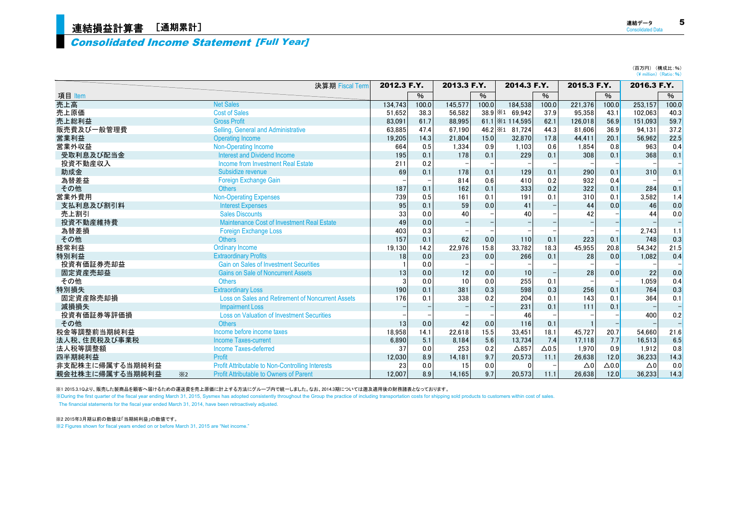# 連結損益計算書 ［通期累計］

## *Consolidated Income Statement [Full Year]*

（百万円）（構成比：%）
(¥ million) (Ratio: %)

| 項目 Item | 決算期 Fiscal Term | 2012.3 F.Y. | % | 2013.3 F.Y. | % | 2014.3 F.Y. | % | 2015.3 F.Y. | % | 2016.3 F.Y. | % |
|---|---|---|---|---|---|---|---|---|---|---|---|
| 売上高 | Net Sales | 134,743 | 100.0 | 145,577 | 100.0 | 184,538 | 100.0 | 221,376 | 100.0 | 253,157 | 100.0 |
| 売上原価 | Cost of Sales | 51,652 | 38.3 | 56,582 | 38.9 | ※1 69,942 | 37.9 | 95,358 | 43.1 | 102,063 | 40.3 |
| 売上総利益 | Gross Profit | 83,091 | 61.7 | 88,995 | 61.1 | ※1 114,595 | 62.1 | 126,018 | 56.9 | 151,093 | 59.7 |
| 販売費及び一般管理費 | Selling, General and Administrative | 63,885 | 47.4 | 67,190 | 46.2 | ※1 81,724 | 44.3 | 81,606 | 36.9 | 94,131 | 37.2 |
| 営業利益 | Operating Income | 19,205 | 14.3 | 21,804 | 15.0 | 32,870 | 17.8 | 44,411 | 20.1 | 56,962 | 22.5 |
| 営業外収益 | Non-Operating Income | 664 | 0.5 | 1,334 | 0.9 | 1,103 | 0.6 | 1,854 | 0.8 | 963 | 0.4 |
| 受取利息及び配当金 | Interest and Dividend Income | 195 | 0.1 | 178 | 0.1 | 229 | 0.1 | 308 | 0.1 | 368 | 0.1 |
| 投資不動産収入 | Income from Investment Real Estate | 211 | 0.2 | − | − | − | − | − | − | − | − |
| 助成金 | Subsidize revenue | 69 | 0.1 | 178 | 0.1 | 129 | 0.1 | 290 | 0.1 | 310 | 0.1 |
| 為替差益 | Foreign Exchange Gain | − | − | 814 | 0.6 | 410 | 0.2 | 932 | 0.4 | − | − |
| その他 | Others | 187 | 0.1 | 162 | 0.1 | 333 | 0.2 | 322 | 0.1 | 284 | 0.1 |
| 営業外費用 | Non-Operating Expenses | 739 | 0.5 | 161 | 0.1 | 191 | 0.1 | 310 | 0.1 | 3,582 | 1.4 |
| 支払利息及び割引料 | Interest Expenses | 95 | 0.1 | 59 | 0.0 | 41 | − | 44 | 0.0 | 46 | 0.0 |
| 売上割引 | Sales Discounts | 33 | 0.0 | 40 | − | 40 | − | 42 | − | 44 | 0.0 |
| 投資不動産維持費 | Maintenance Cost of Investment Real Estate | 49 | 0.0 | − | − | − | − | − | − | − | − |
| 為替差損 | Foreign Exchange Loss | 403 | 0.3 | − | − | − | − | − | − | 2,743 | 1.1 |
| その他 | Others | 157 | 0.1 | 62 | 0.0 | 110 | 0.1 | 223 | 0.1 | 748 | 0.3 |
| 経常利益 | Ordinary Income | 19,130 | 14.2 | 22,976 | 15.8 | 33,782 | 18.3 | 45,955 | 20.8 | 54,342 | 21.5 |
| 特別利益 | Extraordinary Profits | 18 | 0.0 | 23 | 0.0 | 266 | 0.1 | 28 | 0.0 | 1,082 | 0.4 |
| 投資有価証券売却益 | Gain on Sales of Investment Securities | 1 | 0.0 | − | − | − | − | − | − | − | − |
| 固定資産売却益 | Gains on Sale of Noncurrent Assets | 13 | 0.0 | 12 | 0.0 | 10 | − | 28 | 0.0 | 22 | 0.0 |
| その他 | Others | 3 | 0.0 | 10 | 0.0 | 255 | 0.1 | − | − | 1,059 | 0.4 |
| 特別損失 | Extraordinary Loss | 190 | 0.1 | 381 | 0.3 | 598 | 0.3 | 256 | 0.1 | 764 | 0.3 |
| 固定資産除売却損 | Loss on Sales and Retirement of Noncurrent Assets | 176 | 0.1 | 338 | 0.2 | 204 | 0.1 | 143 | 0.1 | 364 | 0.1 |
| 減損損失 | Impairment Loss | − | − | − | − | 231 | 0.1 | 111 | 0.1 | − | − |
| 投資有価証券等評価損 | Loss on Valuation of Investment Securities | − | − | − | − | 46 | − | − | − | 400 | 0.2 |
| その他 | Others | 13 | 0.0 | 42 | 0.0 | 116 | 0.1 | 1 | − | − | − |
| 税金等調整前当期純利益 | Income before income taxes | 18,958 | 14.1 | 22,618 | 15.5 | 33,451 | 18.1 | 45,727 | 20.7 | 54,660 | 21.6 |
| 法人税、住民税及び事業税 | Income Taxes-current | 6,890 | 5.1 | 8,184 | 5.6 | 13,734 | 7.4 | 17,118 | 7.7 | 16,513 | 6.5 |
| 法人税等調整額 | Income Taxes-deferred | 37 | 0.0 | 253 | 0.2 | △857 | △0.5 | 1,970 | 0.9 | 1,912 | 0.8 |
| 四半期純利益 | Profit | 12,030 | 8.9 | 14,181 | 9.7 | 20,573 | 11.1 | 26,638 | 12.0 | 36,233 | 14.3 |
| 非支配株主に帰属する当期純利益 | Profit Attributable to Non-Controlling Interests | 23 | 0.0 | 15 | 0.0 | 0 | − | △0 | △0.0 | △0 | 0.0 |
| 親会社株主に帰属する当期純利益 ※2 | Profit Attributable to Owners of Parent | 12,007 | 8.9 | 14,165 | 9.7 | 20,573 | 11.1 | 26,638 | 12.0 | 36,233 | 14.3 |

※1 2015.3.1Qより、販売した製商品を顧客へ届けるための運送費を売上原価に計上する方法にグループ内で統一しました。なお、2014.3期については遡及適用後の財務諸表となっております。
※During the first quarter of the fiscal year ending March 31, 2015, Sysmex has adopted consistently throughout the Group the practice of including transportation costs for shipping sold products to customers within cost of sales.
The financial statements for the fiscal year ended March 31, 2014, have been retroactively adjusted.

※2 2015年3月期以前の数値は「当期純利益」の数値です。
※2 Figures shown for fiscal years ended on or before March 31, 2015 are "Net income."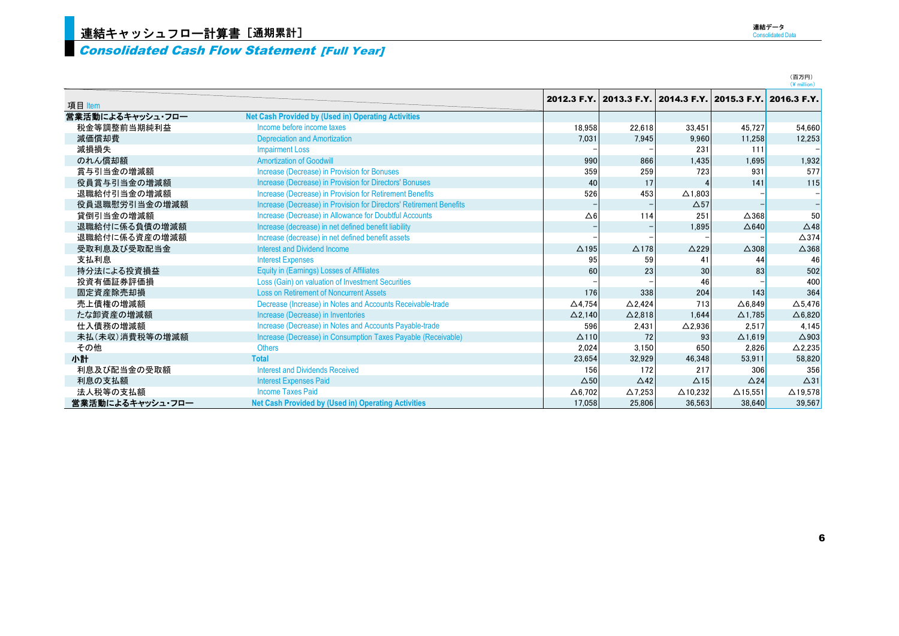# 連結キャッシュフロー計算書［通期累計］

## *Consolidated Cash Flow Statement [Full Year]*

（百万円）
（¥ million）

| 項目 Item | | 2012.3 F.Y. | 2013.3 F.Y. | 2014.3 F.Y. | 2015.3 F.Y. | 2016.3 F.Y. |
|---|---|---|---|---|---|---|
| **営業活動によるキャッシュ・フロー** | **Net Cash Provided by (Used in) Operating Activities** | | | | | |
| 税金等調整前当期純利益 | Income before income taxes | 18,958 | 22,618 | 33,451 | 45,727 | 54,660 |
| 減価償却費 | Depreciation and Amortization | 7,031 | 7,945 | 9,960 | 11,258 | 12,253 |
| 減損損失 | Impairment Loss | – | – | 231 | 111 | – |
| のれん償却額 | Amortization of Goodwill | 990 | 866 | 1,435 | 1,695 | 1,932 |
| 賞与引当金の増減額 | Increase (Decrease) in Provision for Bonuses | 359 | 259 | 723 | 931 | 577 |
| 役員賞与引当金の増減額 | Increase (Decrease) in Provision for Directors' Bonuses | 40 | 17 | 4 | 141 | 115 |
| 退職給付引当金の増減額 | Increase (Decrease) in Provision for Retirement Benefits | 526 | 453 | △1,803 | – | – |
| 役員退職慰労引当金の増減額 | Increase (Decrease) in Provision for Directors' Retirement Benefits | – | – | △57 | – | – |
| 貸倒引当金の増減額 | Increase (Decrease) in Allowance for Doubtful Accounts | △6 | 114 | 251 | △368 | 50 |
| 退職給付に係る負債の増減額 | Increase (decrease) in net defined benefit liability | – | – | 1,895 | △640 | △48 |
| 退職給付に係る資産の増減額 | Increase (decrease) in net defined benefit assets | – | – | – | – | △374 |
| 受取利息及び受取配当金 | Interest and Dividend Income | △195 | △178 | △229 | △308 | △368 |
| 支払利息 | Interest Expenses | 95 | 59 | 41 | 44 | 46 |
| 持分法による投資損益 | Equity in (Earnings) Losses of Affiliates | 60 | 23 | 30 | 83 | 502 |
| 投資有価証券評価損 | Loss (Gain) on valuation of Investment Securities | – | – | 46 | – | 400 |
| 固定資産除売却損 | Loss on Retirement of Noncurrent Assets | 176 | 338 | 204 | 143 | 364 |
| 売上債権の増減額 | Decrease (Increase) in Notes and Accounts Receivable-trade | △4,754 | △2,424 | 713 | △6,849 | △5,476 |
| たな卸資産の増減額 | Increase (Decrease) in Inventories | △2,140 | △2,818 | 1,644 | △1,785 | △6,820 |
| 仕入債務の増減額 | Increase (Decrease) in Notes and Accounts Payable-trade | 596 | 2,431 | △2,936 | 2,517 | 4,145 |
| 未払(未収)消費税等の増減額 | Increase (Decrease) in Consumption Taxes Payable (Receivable) | △110 | 72 | 93 | △1,619 | △903 |
| その他 | Others | 2,024 | 3,150 | 650 | 2,826 | △2,235 |
| **小計** | **Total** | 23,654 | 32,929 | 46,348 | 53,911 | 58,820 |
| 利息及び配当金の受取額 | Interest and Dividends Received | 156 | 172 | 217 | 306 | 356 |
| 利息の支払額 | Interest Expenses Paid | △50 | △42 | △15 | △24 | △31 |
| 法人税等の支払額 | Income Taxes Paid | △6,702 | △7,253 | △10,232 | △15,551 | △19,578 |
| **営業活動によるキャッシュ・フロー** | **Net Cash Provided by (Used in) Operating Activities** | 17,058 | 25,806 | 36,563 | 38,640 | 39,567 |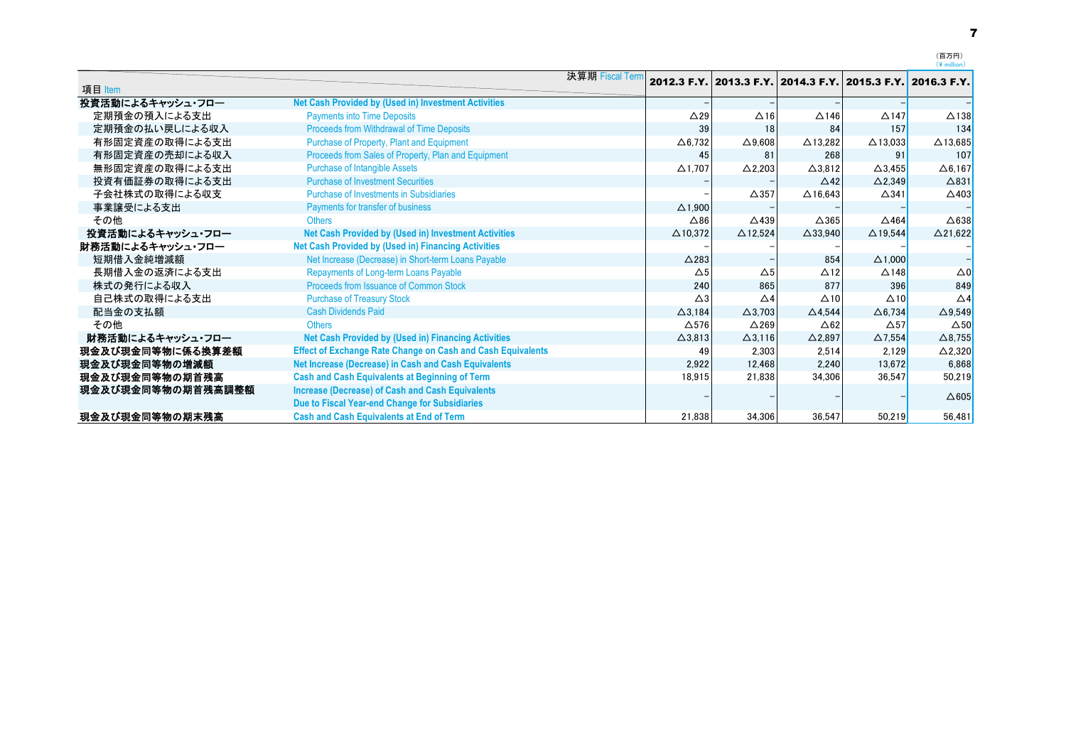(百万円)
(¥ million)

| 項目 Item | 決算期 Fiscal Term | 2012.3 F.Y. | 2013.3 F.Y. | 2014.3 F.Y. | 2015.3 F.Y. | 2016.3 F.Y. |
|---|---|---|---|---|---|---|
| **投資活動によるキャッシュ・フロー** | **Net Cash Provided by (Used in) Investment Activities** | – | – | – | – | – |
| 定期預金の預入による支出 | Payments into Time Deposits | △29 | △16 | △146 | △147 | △138 |
| 定期預金の払い戻しによる収入 | Proceeds from Withdrawal of Time Deposits | 39 | 18 | 84 | 157 | 134 |
| 有形固定資産の取得による支出 | Purchase of Property, Plant and Equipment | △6,732 | △9,608 | △13,282 | △13,033 | △13,685 |
| 有形固定資産の売却による収入 | Proceeds from Sales of Property, Plan and Equipment | 45 | 81 | 268 | 91 | 107 |
| 無形固定資産の取得による支出 | Purchase of Intangible Assets | △1,707 | △2,203 | △3,812 | △3,455 | △6,167 |
| 投資有価証券の取得による支出 | Purchase of Investment Securities | – | – | △42 | △2,349 | △831 |
| 子会社株式の取得による収支 | Purchase of Investments in Subsidiaries | – | △357 | △16,643 | △341 | △403 |
| 事業譲受による支出 | Payments for transfer of business | △1,900 | – | – | – | – |
| その他 | Others | △86 | △439 | △365 | △464 | △638 |
| **投資活動によるキャッシュ・フロー** | **Net Cash Provided by (Used in) Investment Activities** | △10,372 | △12,524 | △33,940 | △19,544 | △21,622 |
| **財務活動によるキャッシュ・フロー** | **Net Cash Provided by (Used in) Financing Activities** | – | – | – | – | – |
| 短期借入金純増減額 | Net Increase (Decrease) in Short-term Loans Payable | △283 | – | 854 | △1,000 | – |
| 長期借入金の返済による支出 | Repayments of Long-term Loans Payable | △5 | △5 | △12 | △148 | △0 |
| 株式の発行による収入 | Proceeds from Issuance of Common Stock | 240 | 865 | 877 | 396 | 849 |
| 自己株式の取得による支出 | Purchase of Treasury Stock | △3 | △4 | △10 | △10 | △4 |
| 配当金の支払額 | Cash Dividends Paid | △3,184 | △3,703 | △4,544 | △6,734 | △9,549 |
| その他 | Others | △576 | △269 | △62 | △57 | △50 |
| **財務活動によるキャッシュ・フロー** | **Net Cash Provided by (Used in) Financing Activities** | △3,813 | △3,116 | △2,897 | △7,554 | △8,755 |
| **現金及び現金同等物に係る換算差額** | **Effect of Exchange Rate Change on Cash and Cash Equivalents** | 49 | 2,303 | 2,514 | 2,129 | △2,320 |
| **現金及び現金同等物の増減額** | **Net Increase (Decrease) in Cash and Cash Equivalents** | 2,922 | 12,468 | 2,240 | 13,672 | 6,868 |
| **現金及び現金同等物の期首残高** | **Cash and Cash Equivalents at Beginning of Term** | 18,915 | 21,838 | 34,306 | 36,547 | 50,219 |
| **現金及び現金同等物の期首残高調整額** | **Increase (Decrease) of Cash and Cash Equivalents Due to Fiscal Year-end Change for Subsidiaries** | – | – | – | – | △605 |
| **現金及び現金同等物の期末残高** | **Cash and Cash Equivalents at End of Term** | 21,838 | 34,306 | 36,547 | 50,219 | 56,481 |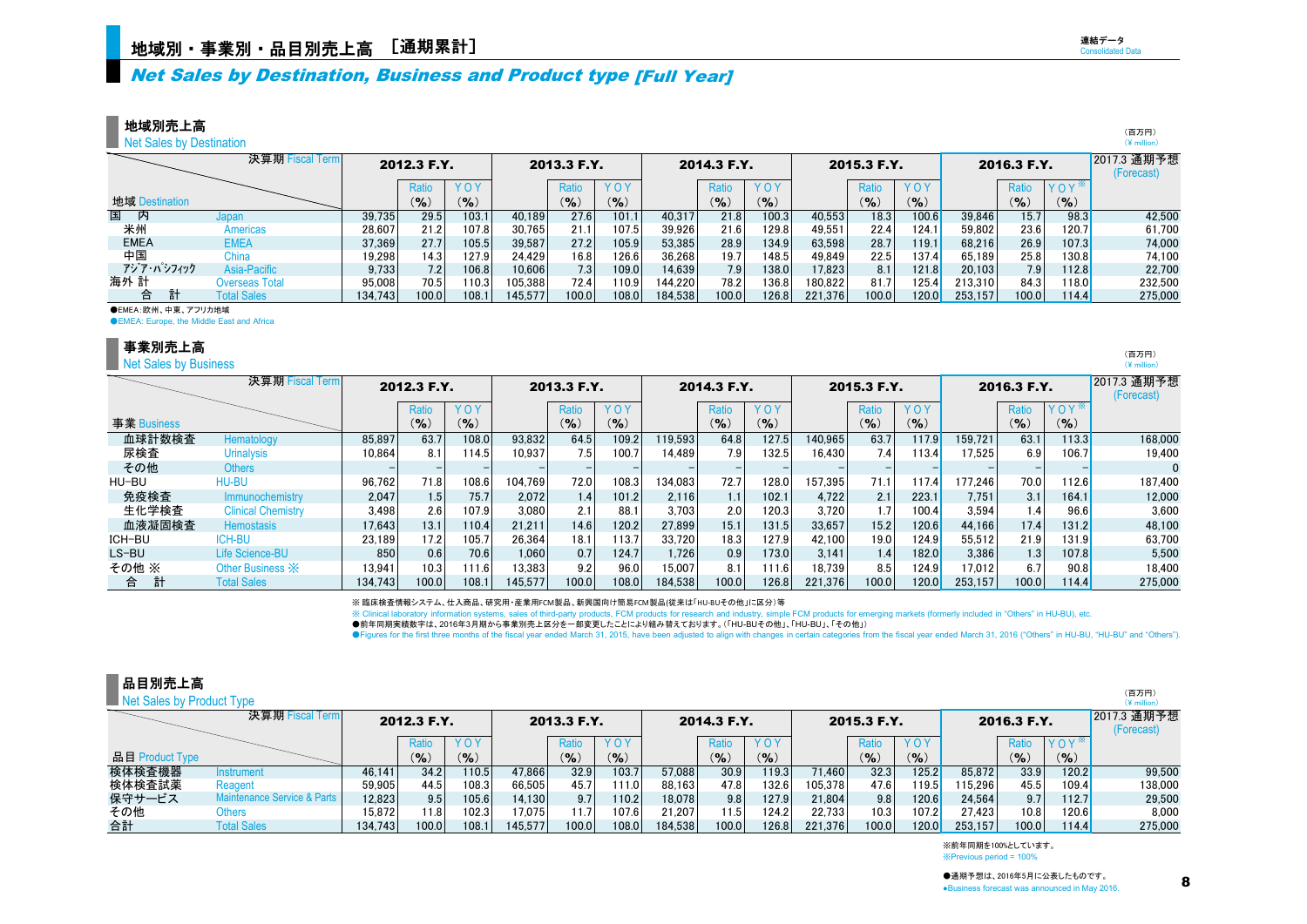# 地域別・事業別・品目別売上高 ［通期累計］

## *Net Sales by Destination, Business and Product type [Full Year]*

連結データ
Consolidated Data

### 地域別売上高
Net Sales by Destination

（百万円）
（¥ million）

| 決算期 Fiscal Term | | 2012.3 F.Y. | | | 2013.3 F.Y. | | | 2014.3 F.Y. | | | 2015.3 F.Y. | | | 2016.3 F.Y. | | | 2017.3 通期予想 (Forecast) |
|---|---|---|---|---|---|---|---|---|---|---|---|---|---|---|---|---|---|
| 地域 Destination | | | Ratio (%) | YOY (%) | | Ratio (%) | YOY (%) | | Ratio (%) | YOY (%) | | Ratio (%) | YOY (%) | | Ratio (%) | YOY※ (%) | |
| 国内 | Japan | 39,735 | 29.5 | 103.1 | 40,189 | 27.6 | 101.1 | 40,317 | 21.8 | 100.3 | 40,553 | 18.3 | 100.6 | 39,846 | 15.7 | 98.3 | 42,500 |
| 米州 | Americas | 28,607 | 21.2 | 107.8 | 30,765 | 21.1 | 107.5 | 39,926 | 21.6 | 129.8 | 49,551 | 22.4 | 124.1 | 59,802 | 23.6 | 120.7 | 61,700 |
| EMEA | EMEA | 37,369 | 27.7 | 105.5 | 39,587 | 27.2 | 105.9 | 53,385 | 28.9 | 134.9 | 63,598 | 28.7 | 119.1 | 68,216 | 26.9 | 107.3 | 74,000 |
| 中国 | China | 19,298 | 14.3 | 127.9 | 24,429 | 16.8 | 126.6 | 36,268 | 19.7 | 148.5 | 49,849 | 22.5 | 137.4 | 65,189 | 25.8 | 130.8 | 74,100 |
| アジア・パシフィック | Asia-Pacific | 9,733 | 7.2 | 106.8 | 10,606 | 7.3 | 109.0 | 14,639 | 7.9 | 138.0 | 17,823 | 8.1 | 121.8 | 20,103 | 7.9 | 112.8 | 22,700 |
| 海外計 | Overseas Total | 95,008 | 70.5 | 110.3 | 105,388 | 72.4 | 110.9 | 144,220 | 78.2 | 136.8 | 180,822 | 81.7 | 125.4 | 213,310 | 84.3 | 118.0 | 232,500 |
| 合計 | Total Sales | 134,743 | 100.0 | 108.1 | 145,577 | 100.0 | 108.0 | 184,538 | 100.0 | 126.8 | 221,376 | 100.0 | 120.0 | 253,157 | 100.0 | 114.4 | 275,000 |

●EMEA：欧州、中東、アフリカ地域
●EMEA: Europe, the Middle East and Africa

### 事業別売上高
Net Sales by Business

（百万円）
（¥ million）

| 決算期 Fiscal Term | | 2012.3 F.Y. | | | 2013.3 F.Y. | | | 2014.3 F.Y. | | | 2015.3 F.Y. | | | 2016.3 F.Y. | | | 2017.3 通期予想 (Forecast) |
|---|---|---|---|---|---|---|---|---|---|---|---|---|---|---|---|---|---|
| 事業 Business | | | Ratio (%) | YOY (%) | | Ratio (%) | YOY (%) | | Ratio (%) | YOY (%) | | Ratio (%) | YOY (%) | | Ratio (%) | YOY※ (%) | |
| 血球計数検査 | Hematology | 85,897 | 63.7 | 108.0 | 93,832 | 64.5 | 109.2 | 119,593 | 64.8 | 127.5 | 140,965 | 63.7 | 117.9 | 159,721 | 63.1 | 113.3 | 168,000 |
| 尿検査 | Urinalysis | 10,864 | 8.1 | 114.5 | 10,937 | 7.5 | 100.7 | 14,489 | 7.9 | 132.5 | 16,430 | 7.4 | 113.4 | 17,525 | 6.9 | 106.7 | 19,400 |
| その他 | Others | – | – | – | – | – | – | – | – | – | – | – | – | – | – | – | 0 |
| HU-BU | HU-BU | 96,762 | 71.8 | 108.6 | 104,769 | 72.0 | 108.3 | 134,083 | 72.7 | 128.0 | 157,395 | 71.1 | 117.4 | 177,246 | 70.0 | 112.6 | 187,400 |
| 免疫検査 | Immunochemistry | 2,047 | 1.5 | 75.7 | 2,072 | 1.4 | 101.2 | 2,116 | 1.1 | 102.1 | 4,722 | 2.1 | 223.1 | 7,751 | 3.1 | 164.1 | 12,000 |
| 生化学検査 | Clinical Chemistry | 3,498 | 2.6 | 107.9 | 3,080 | 2.1 | 88.1 | 3,703 | 2.0 | 120.3 | 3,720 | 1.7 | 100.4 | 3,594 | 1.4 | 96.6 | 3,600 |
| 血液凝固検査 | Hemostasis | 17,643 | 13.1 | 110.4 | 21,211 | 14.6 | 120.2 | 27,899 | 15.1 | 131.5 | 33,657 | 15.2 | 120.6 | 44,166 | 17.4 | 131.2 | 48,100 |
| ICH-BU | ICH-BU | 23,189 | 17.2 | 105.7 | 26,364 | 18.1 | 113.7 | 33,720 | 18.3 | 127.9 | 42,100 | 19.0 | 124.9 | 55,512 | 21.9 | 131.9 | 63,700 |
| LS-BU | Life Science-BU | 850 | 0.6 | 70.6 | 1,060 | 0.7 | 124.7 | 1,726 | 0.9 | 173.0 | 3,141 | 1.4 | 182.0 | 3,386 | 1.3 | 107.8 | 5,500 |
| その他 ※ | Other Business ※ | 13,941 | 10.3 | 111.6 | 13,383 | 9.2 | 96.0 | 15,007 | 8.1 | 111.6 | 18,739 | 8.5 | 124.9 | 17,012 | 6.7 | 90.8 | 18,400 |
| 合計 | Total Sales | 134,743 | 100.0 | 108.1 | 145,577 | 100.0 | 108.0 | 184,538 | 100.0 | 126.8 | 221,376 | 100.0 | 120.0 | 253,157 | 100.0 | 114.4 | 275,000 |

※ 臨床検査情報システム、仕入商品、研究用・産業用FCM製品、新興国向け簡易FCM製品(従来は「HU-BUその他」に区分)等
※ Clinical laboratory information systems, sales of third-party products, FCM products for research and industry, simple FCM products for emerging markets (formerly included in "Others" in HU-BU), etc.
●前年同期実績数字は、2016年3月期から事業別売上区分を一部変更したことにより組み替えております。(「HU-BUその他」、「HU-BU」、「その他」)
●Figures for the first three months of the fiscal year ended March 31, 2015, have been adjusted to align with changes in certain categories from the fiscal year ended March 31, 2016 ("Others" in HU-BU, "HU-BU" and "Others").

### 品目別売上高
Net Sales by Product Type

（百万円）
（¥ million）

| 決算期 Fiscal Term | | 2012.3 F.Y. | | | 2013.3 F.Y. | | | 2014.3 F.Y. | | | 2015.3 F.Y. | | | 2016.3 F.Y. | | | 2017.3 通期予想 (Forecast) |
|---|---|---|---|---|---|---|---|---|---|---|---|---|---|---|---|---|---|
| 品目 Product Type | | | Ratio (%) | YOY (%) | | Ratio (%) | YOY (%) | | Ratio (%) | YOY (%) | | Ratio (%) | YOY (%) | | Ratio (%) | YOY※ (%) | |
| 検体検査機器 | Instrument | 46,141 | 34.2 | 110.5 | 47,866 | 32.9 | 103.7 | 57,088 | 30.9 | 119.3 | 71,460 | 32.3 | 125.2 | 85,872 | 33.9 | 120.2 | 99,500 |
| 検体検査試薬 | Reagent | 59,905 | 44.5 | 108.3 | 66,505 | 45.7 | 111.0 | 88,163 | 47.8 | 132.6 | 105,378 | 47.6 | 119.5 | 115,296 | 45.5 | 109.4 | 138,000 |
| 保守サービス | Maintenance Service & Parts | 12,823 | 9.5 | 105.6 | 14,130 | 9.7 | 110.2 | 18,078 | 9.8 | 127.9 | 21,804 | 9.8 | 120.6 | 24,564 | 9.7 | 112.7 | 29,500 |
| その他 | Others | 15,872 | 11.8 | 102.3 | 17,075 | 11.7 | 107.6 | 21,207 | 11.5 | 124.2 | 22,733 | 10.3 | 107.2 | 27,423 | 10.8 | 120.6 | 8,000 |
| 合計 | Total Sales | 134,743 | 100.0 | 108.1 | 145,577 | 100.0 | 108.0 | 184,538 | 100.0 | 126.8 | 221,376 | 100.0 | 120.0 | 253,157 | 100.0 | 114.4 | 275,000 |

※前年同期を100%としています。
※Previous period = 100%

●通期予想は、2016年5月に公表したものです。
●Business forecast was announced in May 2016.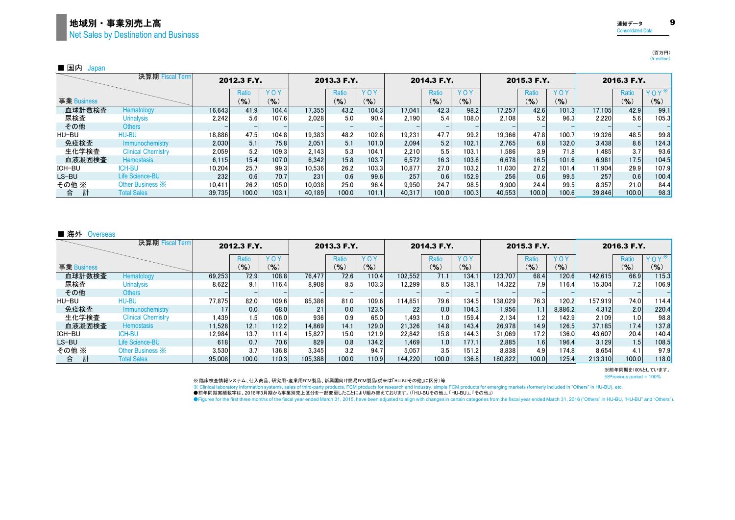# 地域別・事業別売上高
## Net Sales by Destination and Business

（百万円）
（¥ million）

### ■ 国内 Japan

| 事業 Business | 決算期 Fiscal Term | 2012.3 F.Y. | | | 2013.3 F.Y. | | | 2014.3 F.Y. | | | 2015.3 F.Y. | | | 2016.3 F.Y. | | |
|---|---|---|---|---|---|---|---|---|---|---|---|---|---|---|---|---|
| | | | Ratio (%) | YOY (%) | | Ratio (%) | YOY (%) | | Ratio (%) | YOY (%) | | Ratio (%) | YOY (%) | | Ratio (%) | YOY※ (%) |
| 血球計数検査 | Hematology | 16,643 | 41.9 | 104.4 | 17,355 | 43.2 | 104.3 | 17,041 | 42.3 | 98.2 | 17,257 | 42.6 | 101.3 | 17,105 | 42.9 | 99.1 |
| 尿検査 | Urinalysis | 2,242 | 5.6 | 107.6 | 2,028 | 5.0 | 90.4 | 2,190 | 5.4 | 108.0 | 2,108 | 5.2 | 96.3 | 2,220 | 5.6 | 105.3 |
| その他 | Others | – | – | – | – | – | – | – | – | – | – | – | – | – | – | – |
| HU-BU | HU-BU | 18,886 | 47.5 | 104.8 | 19,383 | 48.2 | 102.6 | 19,231 | 47.7 | 99.2 | 19,366 | 47.8 | 100.7 | 19,326 | 48.5 | 99.8 |
| 免疫検査 | Immunochemistry | 2,030 | 5.1 | 75.8 | 2,051 | 5.1 | 101.0 | 2,094 | 5.2 | 102.1 | 2,765 | 6.8 | 132.0 | 3,438 | 8.6 | 124.3 |
| 生化学検査 | Clinical Chemistry | 2,059 | 5.2 | 109.3 | 2,143 | 5.3 | 104.1 | 2,210 | 5.5 | 103.1 | 1,586 | 3.9 | 71.8 | 1,485 | 3.7 | 93.6 |
| 血液凝固検査 | Hemostasis | 6,115 | 15.4 | 107.0 | 6,342 | 15.8 | 103.7 | 6,572 | 16.3 | 103.6 | 6,678 | 16.5 | 101.6 | 6,981 | 17.5 | 104.5 |
| ICH-BU | ICH-BU | 10,204 | 25.7 | 99.3 | 10,536 | 26.2 | 103.3 | 10,877 | 27.0 | 103.2 | 11,030 | 27.2 | 101.4 | 11,904 | 29.9 | 107.9 |
| LS-BU | Life Science-BU | 232 | 0.6 | 70.7 | 231 | 0.6 | 99.6 | 257 | 0.6 | 152.9 | 256 | 0.6 | 99.5 | 257 | 0.6 | 100.4 |
| その他 ※ | Other Business ※ | 10,411 | 26.2 | 105.0 | 10,038 | 25.0 | 96.4 | 9,950 | 24.7 | 98.5 | 9,900 | 24.4 | 99.5 | 8,357 | 21.0 | 84.4 |
| 合　計 | Total Sales | 39,735 | 100.0 | 103.1 | 40,189 | 100.0 | 101.1 | 40,317 | 100.0 | 100.3 | 40,553 | 100.0 | 100.6 | 39,846 | 100.0 | 98.3 |

### ■ 海外 Overseas

| 事業 Business | 決算期 Fiscal Term | 2012.3 F.Y. | | | 2013.3 F.Y. | | | 2014.3 F.Y. | | | 2015.3 F.Y. | | | 2016.3 F.Y. | | |
|---|---|---|---|---|---|---|---|---|---|---|---|---|---|---|---|---|
| | | | Ratio (%) | YOY (%) | | Ratio (%) | YOY (%) | | Ratio (%) | YOY (%) | | Ratio (%) | YOY (%) | | Ratio (%) | YOY※ (%) |
| 血球計数検査 | Hematology | 69,253 | 72.9 | 108.8 | 76,477 | 72.6 | 110.4 | 102,552 | 71.1 | 134.1 | 123,707 | 68.4 | 120.6 | 142,615 | 66.9 | 115.3 |
| 尿検査 | Urinalysis | 8,622 | 9.1 | 116.4 | 8,908 | 8.5 | 103.3 | 12,299 | 8.5 | 138.1 | 14,322 | 7.9 | 116.4 | 15,304 | 7.2 | 106.9 |
| その他 | Others | – | – | – | – | – | – | – | – | – | – | – | – | – | – | – |
| HU-BU | HU-BU | 77,875 | 82.0 | 109.6 | 85,386 | 81.0 | 109.6 | 114,851 | 79.6 | 134.5 | 138,029 | 76.3 | 120.2 | 157,919 | 74.0 | 114.4 |
| 免疫検査 | Immunochemistry | 17 | 0.0 | 68.0 | 21 | 0.0 | 123.5 | 22 | 0.0 | 104.3 | 1,956 | 1.1 | 8,886.2 | 4,312 | 2.0 | 220.4 |
| 生化学検査 | Clinical Chemistry | 1,439 | 1.5 | 106.0 | 936 | 0.9 | 65.0 | 1,493 | 1.0 | 159.4 | 2,134 | 1.2 | 142.9 | 2,109 | 1.0 | 98.8 |
| 血液凝固検査 | Hemostasis | 11,528 | 12.1 | 112.2 | 14,869 | 14.1 | 129.0 | 21,326 | 14.8 | 143.4 | 26,978 | 14.9 | 126.5 | 37,185 | 17.4 | 137.8 |
| ICH-BU | ICH-BU | 12,984 | 13.7 | 111.4 | 15,827 | 15.0 | 121.9 | 22,842 | 15.8 | 144.3 | 31,069 | 17.2 | 136.0 | 43,607 | 20.4 | 140.4 |
| LS-BU | Life Science-BU | 618 | 0.7 | 70.6 | 829 | 0.8 | 134.2 | 1,469 | 1.0 | 177.1 | 2,885 | 1.6 | 196.4 | 3,129 | 1.5 | 108.5 |
| その他 ※ | Other Business ※ | 3,530 | 3.7 | 136.8 | 3,345 | 3.2 | 94.7 | 5,057 | 3.5 | 151.2 | 8,838 | 4.9 | 174.8 | 8,654 | 4.1 | 97.9 |
| 合　計 | Total Sales | 95,008 | 100.0 | 110.3 | 105,388 | 100.0 | 110.9 | 144,220 | 100.0 | 136.8 | 180,822 | 100.0 | 125.4 | 213,310 | 100.0 | 118.0 |

※前年同期を100%としています。
※Previous period = 100%

※ 臨床検査情報システム、仕入商品、研究用・産業用FCM製品、新興国向け簡易FCM製品(従来は「HU-BUその他」に区分）等
※ Clinical laboratory information systems, sales of third-party products, FCM products for research and industry, simple FCM products for emerging markets (formerly included in "Others" in HU-BU), etc.

●前年同期実績数字は、2016年3月期から事業別売上区分を一部変更したことにより組み替えております。(「HU-BUその他」、「HU-BU」、「その他」)

●Figures for the first three months of the fiscal year ended March 31, 2015, have been adjusted to align with changes in certain categories from the fiscal year ended March 31, 2016 ("Others" in HU-BU, "HU-BU" and "Others").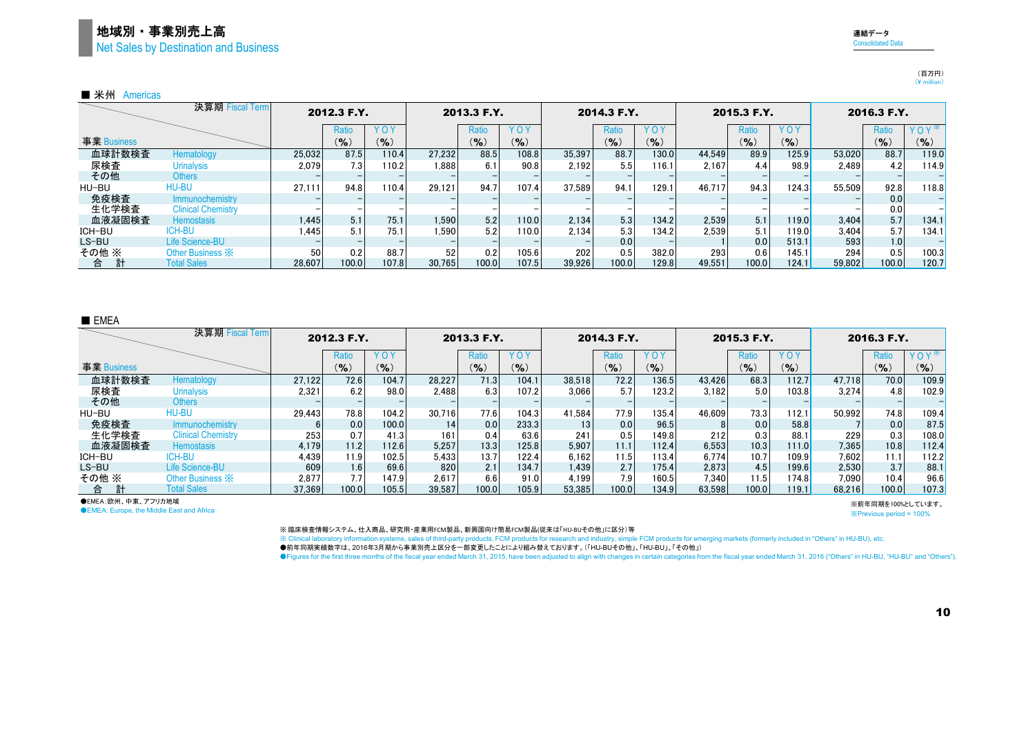# 地域別・事業別売上高
## Net Sales by Destination and Business

連結データ
Consolidated Data

（百万円）
（¥ million）

■ 米州 Americas

| 決算期 Fiscal Term | | 2012.3 F.Y. | | | 2013.3 F.Y. | | | 2014.3 F.Y. | | | 2015.3 F.Y. | | | 2016.3 F.Y. | | |
|---|---|---|---|---|---|---|---|---|---|---|---|---|---|---|---|---|
| 事業 Business | | | Ratio (%) | YOY (%) | | Ratio (%) | YOY (%) | | Ratio (%) | YOY (%) | | Ratio (%) | YOY (%) | | Ratio (%) | YOY※ (%) |
| 血球計数検査 | Hematology | 25,032 | 87.5 | 110.4 | 27,232 | 88.5 | 108.8 | 35,397 | 88.7 | 130.0 | 44,549 | 89.9 | 125.9 | 53,020 | 88.7 | 119.0 |
| 尿検査 | Urinalysis | 2,079 | 7.3 | 110.2 | 1,888 | 6.1 | 90.8 | 2,192 | 5.5 | 116.1 | 2,167 | 4.4 | 98.9 | 2,489 | 4.2 | 114.9 |
| その他 | Others | – | – | – | – | – | – | – | – | – | – | – | – | – | – | – |
| HU-BU | HU-BU | 27,111 | 94.8 | 110.4 | 29,121 | 94.7 | 107.4 | 37,589 | 94.1 | 129.1 | 46,717 | 94.3 | 124.3 | 55,509 | 92.8 | 118.8 |
| 免疫検査 | Immunochemistry | – | – | – | – | – | – | – | – | – | – | – | – | – | 0.0 | – |
| 生化学検査 | Clinical Chemistry | – | – | – | – | – | – | – | – | – | – | – | – | – | 0.0 | – |
| 血液凝固検査 | Hemostasis | 1,445 | 5.1 | 75.1 | 1,590 | 5.2 | 110.0 | 2,134 | 5.3 | 134.2 | 2,539 | 5.1 | 119.0 | 3,404 | 5.7 | 134.1 |
| ICH-BU | ICH-BU | 1,445 | 5.1 | 75.1 | 1,590 | 5.2 | 110.0 | 2,134 | 5.3 | 134.2 | 2,539 | 5.1 | 119.0 | 3,404 | 5.7 | 134.1 |
| LS-BU | Life Science-BU | – | – | – | – | – | – | – | 0.0 | – | 1 | 0.0 | 513.1 | 593 | 1.0 | – |
| その他 ※ | Other Business ※ | 50 | 0.2 | 88.7 | 52 | 0.2 | 105.6 | 202 | 0.5 | 382.0 | 293 | 0.6 | 145.1 | 294 | 0.5 | 100.3 |
| 合 計 | Total Sales | 28,607 | 100.0 | 107.8 | 30,765 | 100.0 | 107.5 | 39,926 | 100.0 | 129.8 | 49,551 | 100.0 | 124.1 | 59,802 | 100.0 | 120.7 |

■ EMEA

| 決算期 Fiscal Term | | 2012.3 F.Y. | | | 2013.3 F.Y. | | | 2014.3 F.Y. | | | 2015.3 F.Y. | | | 2016.3 F.Y. | | |
|---|---|---|---|---|---|---|---|---|---|---|---|---|---|---|---|---|
| 事業 Business | | | Ratio (%) | YOY (%) | | Ratio (%) | YOY (%) | | Ratio (%) | YOY (%) | | Ratio (%) | YOY (%) | | Ratio (%) | YOY※ (%) |
| 血球計数検査 | Hematology | 27,122 | 72.6 | 104.7 | 28,227 | 71.3 | 104.1 | 38,518 | 72.2 | 136.5 | 43,426 | 68.3 | 112.7 | 47,718 | 70.0 | 109.9 |
| 尿検査 | Urinalysis | 2,321 | 6.2 | 98.0 | 2,488 | 6.3 | 107.2 | 3,066 | 5.7 | 123.2 | 3,182 | 5.0 | 103.8 | 3,274 | 4.8 | 102.9 |
| その他 | Others | – | – | – | – | – | – | – | – | – | – | – | – | – | – | – |
| HU-BU | HU-BU | 29,443 | 78.8 | 104.2 | 30,716 | 77.6 | 104.3 | 41,584 | 77.9 | 135.4 | 46,609 | 73.3 | 112.1 | 50,992 | 74.8 | 109.4 |
| 免疫検査 | Immunochemistry | 6 | 0.0 | 100.0 | 14 | 0.0 | 233.3 | 13 | 0.0 | 96.5 | 8 | 0.0 | 58.8 | 7 | 0.0 | 87.5 |
| 生化学検査 | Clinical Chemistry | 253 | 0.7 | 41.3 | 161 | 0.4 | 63.6 | 241 | 0.5 | 149.8 | 212 | 0.3 | 88.1 | 229 | 0.3 | 108.0 |
| 血液凝固検査 | Hemostasis | 4,179 | 11.2 | 112.6 | 5,257 | 13.3 | 125.8 | 5,907 | 11.1 | 112.4 | 6,553 | 10.3 | 111.0 | 7,365 | 10.8 | 112.4 |
| ICH-BU | ICH-BU | 4,439 | 11.9 | 102.5 | 5,433 | 13.7 | 122.4 | 6,162 | 11.5 | 113.4 | 6,774 | 10.7 | 109.9 | 7,602 | 11.1 | 112.2 |
| LS-BU | Life Science-BU | 609 | 1.6 | 69.6 | 820 | 2.1 | 134.7 | 1,439 | 2.7 | 175.4 | 2,873 | 4.5 | 199.6 | 2,530 | 3.7 | 88.1 |
| その他 ※ | Other Business ※ | 2,877 | 7.7 | 147.9 | 2,617 | 6.6 | 91.0 | 4,199 | 7.9 | 160.5 | 7,340 | 11.5 | 174.8 | 7,090 | 10.4 | 96.6 |
| 合 計 | Total Sales | 37,369 | 100.0 | 105.5 | 39,587 | 100.0 | 105.9 | 53,385 | 100.0 | 134.9 | 63,598 | 100.0 | 119.1 | 68,216 | 100.0 | 107.3 |

●EMEA：欧州、中東、アフリカ地域
●EMEA: Europe, the Middle East and Africa

※前年同期を100%としています。
※Previous period = 100%

※ 臨床検査情報システム、仕入商品、研究用・産業用FCM製品、新興国向け簡易FCM製品(従来は「HU-BUその他」に区分) 等
※ Clinical laboratory information systems, sales of third-party products, FCM products for research and industry, simple FCM products for emerging markets (formerly included in "Others" in HU-BU), etc.
●前年同期実績数字は、2016年3月期から事業別売上区分を一部変更したことにより組み替えております。(「HU-BUその他」、「HU-BU」、「その他」)
●Figures for the first three months of the fiscal year ended March 31, 2015, have been adjusted to align with changes in certain categories from the fiscal year ended March 31, 2016 ("Others" in HU-BU, "HU-BU" and "Others").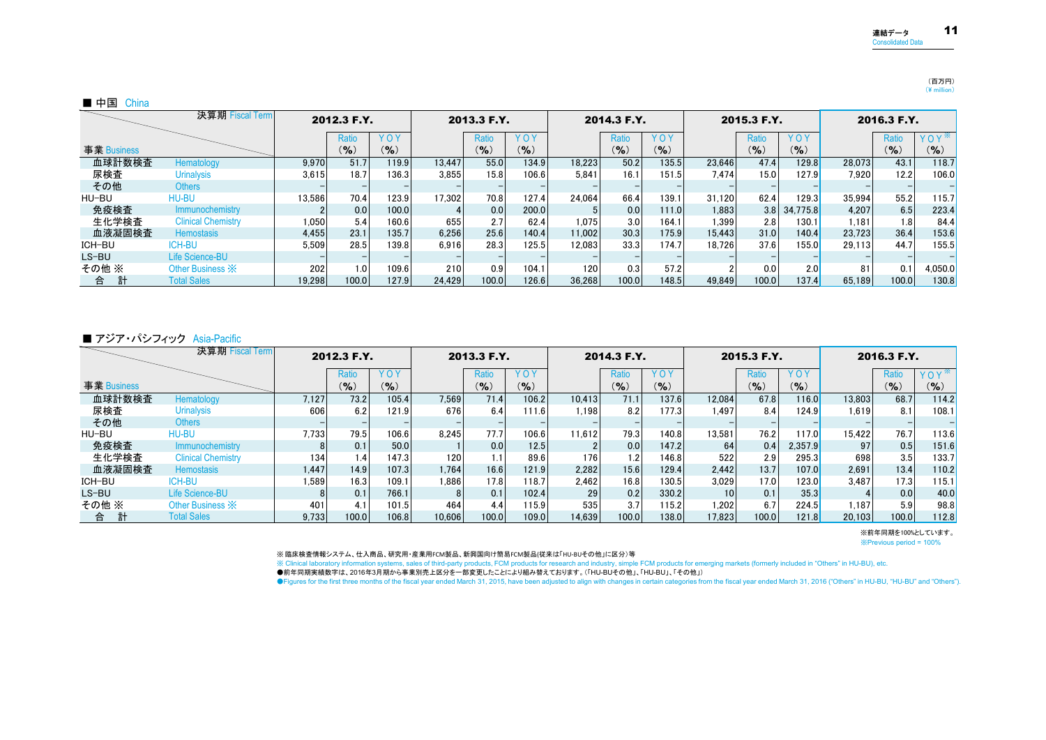（百万円）
（¥ million）

## ■ 中国 China

| 事業 Business | | 決算期 Fiscal Term 2012.3 F.Y. | Ratio (%) | YOY (%) | 2013.3 F.Y. | Ratio (%) | YOY (%) | 2014.3 F.Y. | Ratio (%) | YOY (%) | 2015.3 F.Y. | Ratio (%) | YOY (%) | 2016.3 F.Y. | Ratio (%) | YOY※ (%) |
|---|---|---|---|---|---|---|---|---|---|---|---|---|---|---|---|---|
| 血球計数検査 | Hematology | 9,970 | 51.7 | 119.9 | 13,447 | 55.0 | 134.9 | 18,223 | 50.2 | 135.5 | 23,646 | 47.4 | 129.8 | 28,073 | 43.1 | 118.7 |
| 尿検査 | Urinalysis | 3,615 | 18.7 | 136.3 | 3,855 | 15.8 | 106.6 | 5,841 | 16.1 | 151.5 | 7,474 | 15.0 | 127.9 | 7,920 | 12.2 | 106.0 |
| その他 | Others | – | – | – | – | – | – | – | – | – | – | – | – | – | – | – |
| HU-BU | HU-BU | 13,586 | 70.4 | 123.9 | 17,302 | 70.8 | 127.4 | 24,064 | 66.4 | 139.1 | 31,120 | 62.4 | 129.3 | 35,994 | 55.2 | 115.7 |
| 免疫検査 | Immunochemistry | 2 | 0.0 | 100.0 | 4 | 0.0 | 200.0 | 5 | 0.0 | 111.0 | 1,883 | 3.8 | 34,775.8 | 4,207 | 6.5 | 223.4 |
| 生化学検査 | Clinical Chemistry | 1,050 | 5.4 | 160.6 | 655 | 2.7 | 62.4 | 1,075 | 3.0 | 164.1 | 1,399 | 2.8 | 130.1 | 1,181 | 1.8 | 84.4 |
| 血液凝固検査 | Hemostasis | 4,455 | 23.1 | 135.7 | 6,256 | 25.6 | 140.4 | 11,002 | 30.3 | 175.9 | 15,443 | 31.0 | 140.4 | 23,723 | 36.4 | 153.6 |
| ICH-BU | ICH-BU | 5,509 | 28.5 | 139.8 | 6,916 | 28.3 | 125.5 | 12,083 | 33.3 | 174.7 | 18,726 | 37.6 | 155.0 | 29,113 | 44.7 | 155.5 |
| LS-BU | Life Science-BU | – | – | – | – | – | – | – | – | – | – | – | – | – | – | – |
| その他 ※ | Other Business ※ | 202 | 1.0 | 109.6 | 210 | 0.9 | 104.1 | 120 | 0.3 | 57.2 | 2 | 0.0 | 2.0 | 81 | 0.1 | 4,050.0 |
| 合　計 | Total Sales | 19,298 | 100.0 | 127.9 | 24,429 | 100.0 | 126.6 | 36,268 | 100.0 | 148.5 | 49,849 | 100.0 | 137.4 | 65,189 | 100.0 | 130.8 |

## ■ アジア・パシフィック Asia-Pacific

| 事業 Business | | 決算期 Fiscal Term 2012.3 F.Y. | Ratio (%) | YOY (%) | 2013.3 F.Y. | Ratio (%) | YOY (%) | 2014.3 F.Y. | Ratio (%) | YOY (%) | 2015.3 F.Y. | Ratio (%) | YOY (%) | 2016.3 F.Y. | Ratio (%) | YOY※ (%) |
|---|---|---|---|---|---|---|---|---|---|---|---|---|---|---|---|---|
| 血球計数検査 | Hematology | 7,127 | 73.2 | 105.4 | 7,569 | 71.4 | 106.2 | 10,413 | 71.1 | 137.6 | 12,084 | 67.8 | 116.0 | 13,803 | 68.7 | 114.2 |
| 尿検査 | Urinalysis | 606 | 6.2 | 121.9 | 676 | 6.4 | 111.6 | 1,198 | 8.2 | 177.3 | 1,497 | 8.4 | 124.9 | 1,619 | 8.1 | 108.1 |
| その他 | Others | – | – | – | – | – | – | – | – | – | – | – | – | – | – | – |
| HU-BU | HU-BU | 7,733 | 79.5 | 106.6 | 8,245 | 77.7 | 106.6 | 11,612 | 79.3 | 140.8 | 13,581 | 76.2 | 117.0 | 15,422 | 76.7 | 113.6 |
| 免疫検査 | Immunochemistry | 8 | 0.1 | 50.0 | 1 | 0.0 | 12.5 | 2 | 0.0 | 147.2 | 64 | 0.4 | 2,357.9 | 97 | 0.5 | 151.6 |
| 生化学検査 | Clinical Chemistry | 134 | 1.4 | 147.3 | 120 | 1.1 | 89.6 | 176 | 1.2 | 146.8 | 522 | 2.9 | 295.3 | 698 | 3.5 | 133.7 |
| 血液凝固検査 | Hemostasis | 1,447 | 14.9 | 107.3 | 1,764 | 16.6 | 121.9 | 2,282 | 15.6 | 129.4 | 2,442 | 13.7 | 107.0 | 2,691 | 13.4 | 110.2 |
| ICH-BU | ICH-BU | 1,589 | 16.3 | 109.1 | 1,886 | 17.8 | 118.7 | 2,462 | 16.8 | 130.5 | 3,029 | 17.0 | 123.0 | 3,487 | 17.3 | 115.1 |
| LS-BU | Life Science-BU | 8 | 0.1 | 766.1 | 8 | 0.1 | 102.4 | 29 | 0.2 | 330.2 | 10 | 0.1 | 35.3 | 4 | 0.0 | 40.0 |
| その他 ※ | Other Business ※ | 401 | 4.1 | 101.5 | 464 | 4.4 | 115.9 | 535 | 3.7 | 115.2 | 1,202 | 6.7 | 224.5 | 1,187 | 5.9 | 98.8 |
| 合　計 | Total Sales | 9,733 | 100.0 | 106.8 | 10,606 | 100.0 | 109.0 | 14,639 | 100.0 | 138.0 | 17,823 | 100.0 | 121.8 | 20,103 | 100.0 | 112.8 |

※前年同期を100%としています。
※Previous period = 100%

※ 臨床検査情報システム、仕入商品、研究用・産業用FCM製品、新興国向け簡易FCM製品(従来は「HU-BUその他」に区分)等
※ Clinical laboratory information systems, sales of third-party products, FCM products for research and industry, simple FCM products for emerging markets (formerly included in "Others" in HU-BU), etc.
●前年同期実績数字は、2016年3月期から事業別売上区分を一部変更したことにより組み替えております。(「HU-BUその他」、「HU-BU」、「その他」)
●Figures for the first three months of the fiscal year ended March 31, 2015, have been adjusted to align with changes in certain categories from the fiscal year ended March 31, 2016 ("Others" in HU-BU, "HU-BU" and "Others").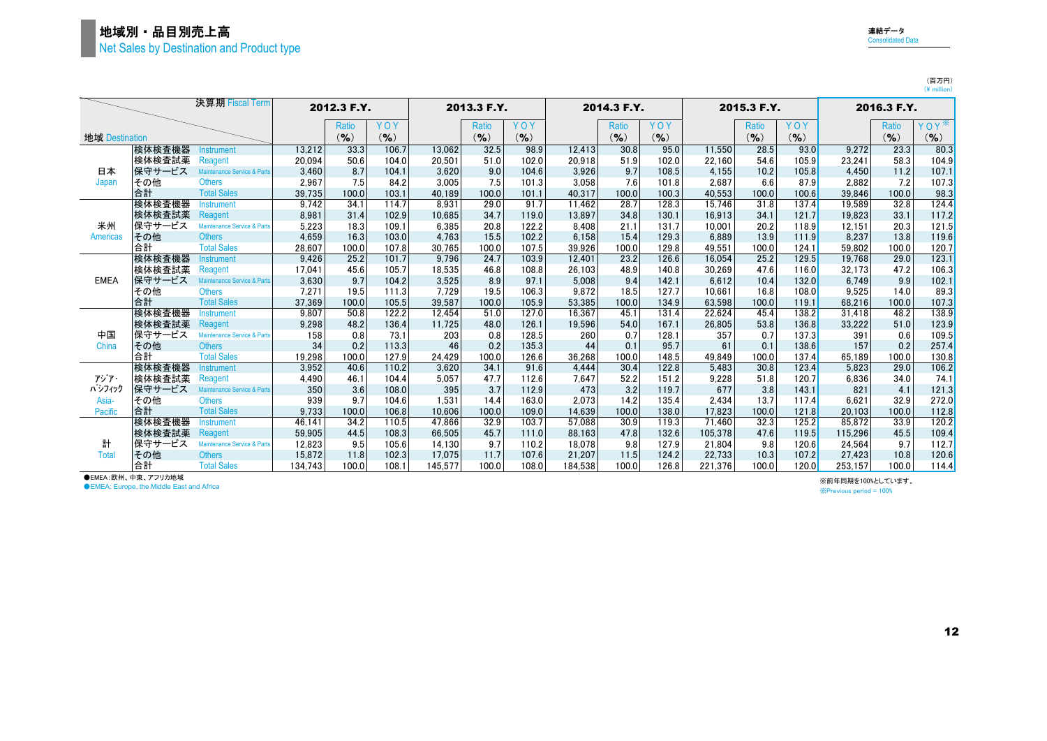# 地域別・品目別売上高
Net Sales by Destination and Product type

連結データ
Consolidated Data

（百万円）
(¥ million)

| 地域 Destination | 決算期 Fiscal Term | 2012.3 F.Y. | Ratio (%) | YOY (%) | 2013.3 F.Y. | Ratio (%) | YOY (%) | 2014.3 F.Y. | Ratio (%) | YOY (%) | 2015.3 F.Y. | Ratio (%) | YOY (%) | 2016.3 F.Y. | Ratio (%) | YOY※ (%) |
|---|---|---|---|---|---|---|---|---|---|---|---|---|---|---|---|---|
| 日本 Japan | 検体検査機器 Instrument | 13,212 | 33.3 | 106.7 | 13,062 | 32.5 | 98.9 | 12,413 | 30.8 | 95.0 | 11,550 | 28.5 | 93.0 | 9,272 | 23.3 | 80.3 |
| | 検体検査試薬 Reagent | 20,094 | 50.6 | 104.0 | 20,501 | 51.0 | 102.0 | 20,918 | 51.9 | 102.0 | 22,160 | 54.6 | 105.9 | 23,241 | 58.3 | 104.9 |
| | 保守サービス Maintenance Service & Parts | 3,460 | 8.7 | 104.1 | 3,620 | 9.0 | 104.6 | 3,926 | 9.7 | 108.5 | 4,155 | 10.2 | 105.8 | 4,450 | 11.2 | 107.1 |
| | その他 Others | 2,967 | 7.5 | 84.2 | 3,005 | 7.5 | 101.3 | 3,058 | 7.6 | 101.8 | 2,687 | 6.6 | 87.9 | 2,882 | 7.2 | 107.3 |
| | 合計 Total Sales | 39,735 | 100.0 | 103.1 | 40,189 | 100.0 | 101.1 | 40,317 | 100.0 | 100.3 | 40,553 | 100.0 | 100.6 | 39,846 | 100.0 | 98.3 |
| 米州 Americas | 検体検査機器 Instrument | 9,742 | 34.1 | 114.7 | 8,931 | 29.0 | 91.7 | 11,462 | 28.7 | 128.3 | 15,746 | 31.8 | 137.4 | 19,589 | 32.8 | 124.4 |
| | 検体検査試薬 Reagent | 8,981 | 31.4 | 102.9 | 10,685 | 34.7 | 119.0 | 13,897 | 34.8 | 130.1 | 16,913 | 34.1 | 121.7 | 19,823 | 33.1 | 117.2 |
| | 保守サービス Maintenance Service & Parts | 5,223 | 18.3 | 109.1 | 6,385 | 20.8 | 122.2 | 8,408 | 21.1 | 131.7 | 10,001 | 20.2 | 118.9 | 12,151 | 20.3 | 121.5 |
| | その他 Others | 4,659 | 16.3 | 103.0 | 4,763 | 15.5 | 102.2 | 6,158 | 15.4 | 129.3 | 6,889 | 13.9 | 111.9 | 8,237 | 13.8 | 119.6 |
| | 合計 Total Sales | 28,607 | 100.0 | 107.8 | 30,765 | 100.0 | 107.5 | 39,926 | 100.0 | 129.8 | 49,551 | 100.0 | 124.1 | 59,802 | 100.0 | 120.7 |
| EMEA | 検体検査機器 Instrument | 9,426 | 25.2 | 101.7 | 9,796 | 24.7 | 103.9 | 12,401 | 23.2 | 126.6 | 16,054 | 25.2 | 129.5 | 19,768 | 29.0 | 123.1 |
| | 検体検査試薬 Reagent | 17,041 | 45.6 | 105.7 | 18,535 | 46.8 | 108.8 | 26,103 | 48.9 | 140.8 | 30,269 | 47.6 | 116.0 | 32,173 | 47.2 | 106.3 |
| | 保守サービス Maintenance Service & Parts | 3,630 | 9.7 | 104.2 | 3,525 | 8.9 | 97.1 | 5,008 | 9.4 | 142.1 | 6,612 | 10.4 | 132.0 | 6,749 | 9.9 | 102.1 |
| | その他 Others | 7,271 | 19.5 | 111.3 | 7,729 | 19.5 | 106.3 | 9,872 | 18.5 | 127.7 | 10,661 | 16.8 | 108.0 | 9,525 | 14.0 | 89.3 |
| | 合計 Total Sales | 37,369 | 100.0 | 105.5 | 39,587 | 100.0 | 105.9 | 53,385 | 100.0 | 134.9 | 63,598 | 100.0 | 119.1 | 68,216 | 100.0 | 107.3 |
| 中国 China | 検体検査機器 Instrument | 9,807 | 50.8 | 122.2 | 12,454 | 51.0 | 127.0 | 16,367 | 45.1 | 131.4 | 22,624 | 45.4 | 138.2 | 31,418 | 48.2 | 138.9 |
| | 検体検査試薬 Reagent | 9,298 | 48.2 | 136.4 | 11,725 | 48.0 | 126.1 | 19,596 | 54.0 | 167.1 | 26,805 | 53.8 | 136.8 | 33,222 | 51.0 | 123.9 |
| | 保守サービス Maintenance Service & Parts | 158 | 0.8 | 73.1 | 203 | 0.8 | 128.5 | 260 | 0.7 | 128.1 | 357 | 0.7 | 137.3 | 391 | 0.6 | 109.5 |
| | その他 Others | 34 | 0.2 | 113.3 | 46 | 0.2 | 135.3 | 44 | 0.1 | 95.7 | 61 | 0.1 | 138.6 | 157 | 0.2 | 257.4 |
| | 合計 Total Sales | 19,298 | 100.0 | 127.9 | 24,429 | 100.0 | 126.6 | 36,268 | 100.0 | 148.5 | 49,849 | 100.0 | 137.4 | 65,189 | 100.0 | 130.8 |
| アジア・パシフィック Asia-Pacific | 検体検査機器 Instrument | 3,952 | 40.6 | 110.2 | 3,620 | 34.1 | 91.6 | 4,444 | 30.4 | 122.8 | 5,483 | 30.8 | 123.4 | 5,823 | 29.0 | 106.2 |
| | 検体検査試薬 Reagent | 4,490 | 46.1 | 104.4 | 5,057 | 47.7 | 112.6 | 7,647 | 52.2 | 151.2 | 9,228 | 51.8 | 120.7 | 6,836 | 34.0 | 74.1 |
| | 保守サービス Maintenance Service & Parts | 350 | 3.6 | 108.0 | 395 | 3.7 | 112.9 | 473 | 3.2 | 119.7 | 677 | 3.8 | 143.1 | 821 | 4.1 | 121.3 |
| | その他 Others | 939 | 9.7 | 104.6 | 1,531 | 14.4 | 163.0 | 2,073 | 14.2 | 135.4 | 2,434 | 13.7 | 117.4 | 6,621 | 32.9 | 272.0 |
| | 合計 Total Sales | 9,733 | 100.0 | 106.8 | 10,606 | 100.0 | 109.0 | 14,639 | 100.0 | 138.0 | 17,823 | 100.0 | 121.8 | 20,103 | 100.0 | 112.8 |
| 計 Total | 検体検査機器 Instrument | 46,141 | 34.2 | 110.5 | 47,866 | 32.9 | 103.7 | 57,088 | 30.9 | 119.3 | 71,460 | 32.3 | 125.2 | 85,872 | 33.9 | 120.2 |
| | 検体検査試薬 Reagent | 59,905 | 44.5 | 108.3 | 66,505 | 45.7 | 111.0 | 88,163 | 47.8 | 132.6 | 105,378 | 47.6 | 119.5 | 115,296 | 45.5 | 109.4 |
| | 保守サービス Maintenance Service & Parts | 12,823 | 9.5 | 105.6 | 14,130 | 9.7 | 110.2 | 18,078 | 9.8 | 127.9 | 21,804 | 9.8 | 120.6 | 24,564 | 9.7 | 112.7 |
| | その他 Others | 15,872 | 11.8 | 102.3 | 17,075 | 11.7 | 107.6 | 21,207 | 11.5 | 124.2 | 22,733 | 10.3 | 107.2 | 27,423 | 10.8 | 120.6 |
| | 合計 Total Sales | 134,743 | 100.0 | 108.1 | 145,577 | 100.0 | 108.0 | 184,538 | 100.0 | 126.8 | 221,376 | 100.0 | 120.0 | 253,157 | 100.0 | 114.4 |

●EMEA：欧州、中東、アフリカ地域
●EMEA: Europe, the Middle East and Africa

※前年同期を100%としています。
※Previous period = 100%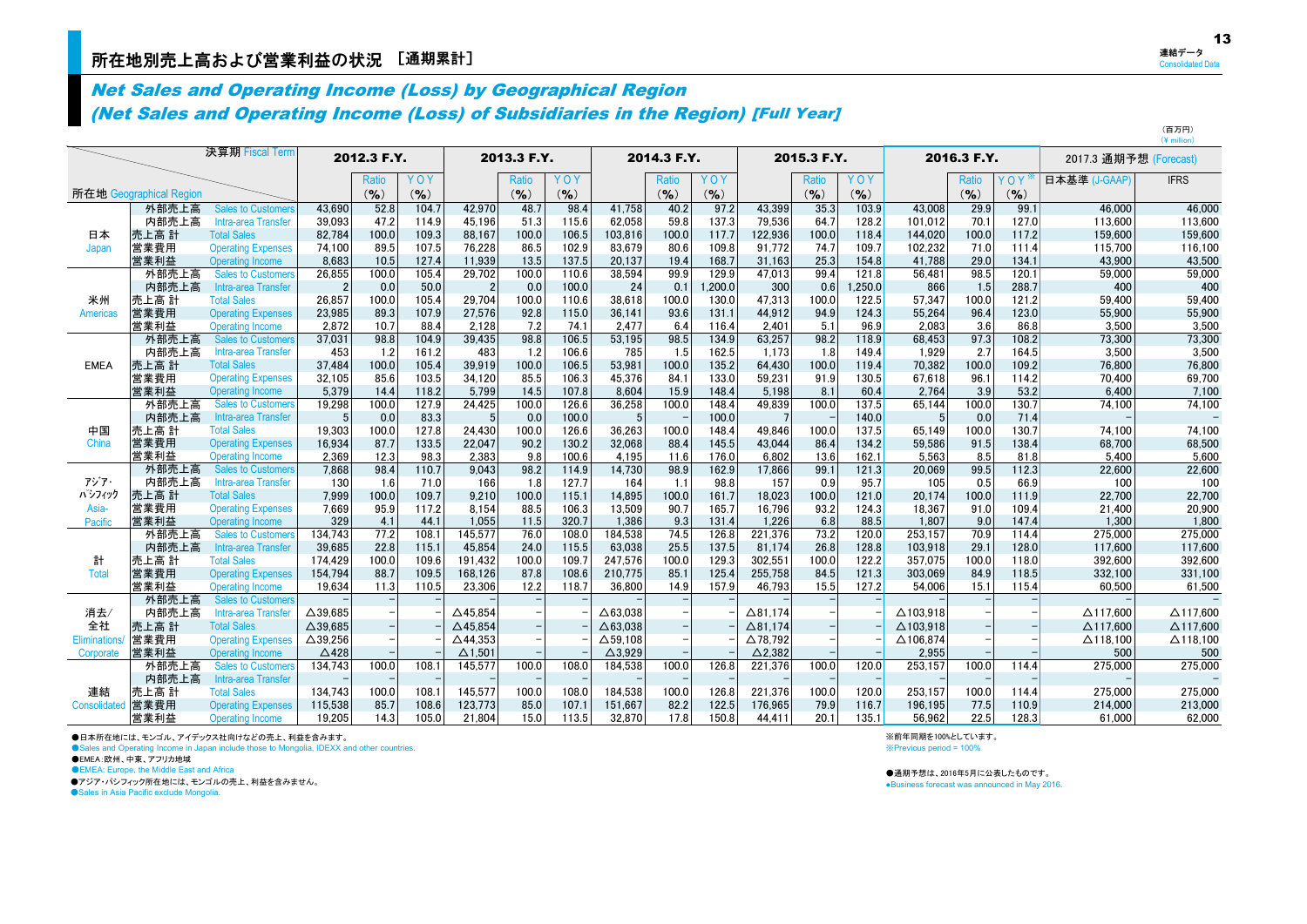# 所在地別売上高および営業利益の状況 ［通期累計］

## *Net Sales and Operating Income (Loss) by Geographical Region*
## *(Net Sales and Operating Income (Loss) of Subsidiaries in the Region) [Full Year]*

（百万円）
(¥ million)

| 所在地 Geographical Region | 決算期 Fiscal Term | 2012.3 F.Y. | Ratio (%) | YOY (%) | 2013.3 F.Y. | Ratio (%) | YOY (%) | 2014.3 F.Y. | Ratio (%) | YOY (%) | 2015.3 F.Y. | Ratio (%) | YOY (%) | 2016.3 F.Y. | Ratio (%) | YOY※ (%) | 2017.3 通期予想 (Forecast) 日本基準 (J-GAAP) | IFRS |
|---|---|---|---|---|---|---|---|---|---|---|---|---|---|---|---|---|---|---|
| 日本 Japan | 外部売上高 Sales to Customers | 43,690 | 52.8 | 104.7 | 42,970 | 48.7 | 98.4 | 41,758 | 40.2 | 97.2 | 43,399 | 35.3 | 103.9 | 43,008 | 29.9 | 99.1 | 46,000 | 46,000 |
| | 内部売上高 Intra-area Transfer | 39,093 | 47.2 | 114.9 | 45,196 | 51.3 | 115.6 | 62,058 | 59.8 | 137.3 | 79,536 | 64.7 | 128.2 | 101,012 | 70.1 | 127.0 | 113,600 | 113,600 |
| | 売上高 計 Total Sales | 82,784 | 100.0 | 109.3 | 88,167 | 100.0 | 106.5 | 103,816 | 100.0 | 117.7 | 122,936 | 100.0 | 118.4 | 144,020 | 100.0 | 117.2 | 159,600 | 159,600 |
| | 営業費用 Operating Expenses | 74,100 | 89.5 | 107.5 | 76,228 | 86.5 | 102.9 | 83,679 | 80.6 | 109.8 | 91,772 | 74.7 | 109.7 | 102,232 | 71.0 | 111.4 | 115,700 | 116,100 |
| | 営業利益 Operating Income | 8,683 | 10.5 | 127.4 | 11,939 | 13.5 | 137.5 | 20,137 | 19.4 | 168.7 | 31,163 | 25.3 | 154.8 | 41,788 | 29.0 | 134.1 | 43,900 | 43,500 |
| 米州 Americas | 外部売上高 Sales to Customers | 26,855 | 100.0 | 105.4 | 29,702 | 100.0 | 110.6 | 38,594 | 99.9 | 129.9 | 47,013 | 99.4 | 121.8 | 56,481 | 98.5 | 120.1 | 59,000 | 59,000 |
| | 内部売上高 Intra-area Transfer | 2 | 0.0 | 50.0 | 2 | 0.0 | 100.0 | 24 | 0.1 | 1,200.0 | 300 | 0.6 | 1,250.0 | 866 | 1.5 | 288.7 | 400 | 400 |
| | 売上高 計 Total Sales | 26,857 | 100.0 | 105.4 | 29,704 | 100.0 | 110.6 | 38,618 | 100.0 | 130.0 | 47,313 | 100.0 | 122.5 | 57,347 | 100.0 | 121.2 | 59,400 | 59,400 |
| | 営業費用 Operating Expenses | 23,985 | 89.3 | 107.9 | 27,576 | 92.8 | 115.0 | 36,141 | 93.6 | 131.1 | 44,912 | 94.9 | 124.3 | 55,264 | 96.4 | 123.0 | 55,900 | 55,900 |
| | 営業利益 Operating Income | 2,872 | 10.7 | 88.4 | 2,128 | 7.2 | 74.1 | 2,477 | 6.4 | 116.4 | 2,401 | 5.1 | 96.9 | 2,083 | 3.6 | 86.8 | 3,500 | 3,500 |
| EMEA | 外部売上高 Sales to Customers | 37,031 | 98.8 | 104.9 | 39,435 | 98.8 | 106.5 | 53,195 | 98.5 | 134.9 | 63,257 | 98.2 | 118.9 | 68,453 | 97.3 | 108.2 | 73,300 | 73,300 |
| | 内部売上高 Intra-area Transfer | 453 | 1.2 | 161.2 | 483 | 1.2 | 106.6 | 785 | 1.5 | 162.5 | 1,173 | 1.8 | 149.4 | 1,929 | 2.7 | 164.5 | 3,500 | 3,500 |
| | 売上高 計 Total Sales | 37,484 | 100.0 | 105.4 | 39,919 | 100.0 | 106.5 | 53,981 | 100.0 | 135.2 | 64,430 | 100.0 | 119.4 | 70,382 | 100.0 | 109.2 | 76,800 | 76,800 |
| | 営業費用 Operating Expenses | 32,105 | 85.6 | 103.5 | 34,120 | 85.5 | 106.3 | 45,376 | 84.1 | 133.0 | 59,231 | 91.9 | 130.5 | 67,618 | 96.1 | 114.2 | 70,400 | 69,700 |
| | 営業利益 Operating Income | 5,379 | 14.4 | 118.2 | 5,799 | 14.5 | 107.8 | 8,604 | 15.9 | 148.4 | 5,198 | 8.1 | 60.4 | 2,764 | 3.9 | 53.2 | 6,400 | 7,100 |
| 中国 China | 外部売上高 Sales to Customers | 19,298 | 100.0 | 127.9 | 24,425 | 100.0 | 126.6 | 36,258 | 100.0 | 148.4 | 49,839 | 100.0 | 137.5 | 65,144 | 100.0 | 130.7 | 74,100 | 74,100 |
| | 内部売上高 Intra-area Transfer | 5 | 0.0 | 83.3 | 5 | 0.0 | 100.0 | 5 | − | 100.0 | 7 | − | 140.0 | 5 | 0.0 | 71.4 | − | − |
| | 売上高 計 Total Sales | 19,303 | 100.0 | 127.8 | 24,430 | 100.0 | 126.6 | 36,263 | 100.0 | 148.4 | 49,846 | 100.0 | 137.5 | 65,149 | 100.0 | 130.7 | 74,100 | 74,100 |
| | 営業費用 Operating Expenses | 16,934 | 87.7 | 133.5 | 22,047 | 90.2 | 130.2 | 32,068 | 88.4 | 145.5 | 43,044 | 86.4 | 134.2 | 59,586 | 91.5 | 138.4 | 68,700 | 68,500 |
| | 営業利益 Operating Income | 2,369 | 12.3 | 98.3 | 2,383 | 9.8 | 100.6 | 4,195 | 11.6 | 176.0 | 6,802 | 13.6 | 162.1 | 5,563 | 8.5 | 81.8 | 5,400 | 5,600 |
| アジア・パシフィック Asia-Pacific | 外部売上高 Sales to Customers | 7,868 | 98.4 | 110.7 | 9,043 | 98.2 | 114.9 | 14,730 | 98.9 | 162.9 | 17,866 | 99.1 | 121.3 | 20,069 | 99.5 | 112.3 | 22,600 | 22,600 |
| | 内部売上高 Intra-area Transfer | 130 | 1.6 | 71.0 | 166 | 1.8 | 127.7 | 164 | 1.1 | 98.8 | 157 | 0.9 | 95.7 | 105 | 0.5 | 66.9 | 100 | 100 |
| | 売上高 計 Total Sales | 7,999 | 100.0 | 109.7 | 9,210 | 100.0 | 115.1 | 14,895 | 100.0 | 161.7 | 18,023 | 100.0 | 121.0 | 20,174 | 100.0 | 111.9 | 22,700 | 22,700 |
| | 営業費用 Operating Expenses | 7,669 | 95.9 | 117.2 | 8,154 | 88.5 | 106.3 | 13,509 | 90.7 | 165.7 | 16,796 | 93.2 | 124.3 | 18,367 | 91.0 | 109.4 | 21,400 | 20,900 |
| | 営業利益 Operating Income | 329 | 4.1 | 44.1 | 1,055 | 11.5 | 320.7 | 1,386 | 9.3 | 131.4 | 1,226 | 6.8 | 88.5 | 1,807 | 9.0 | 147.4 | 1,300 | 1,800 |
| 計 Total | 外部売上高 Sales to Customers | 134,743 | 77.2 | 108.1 | 145,577 | 76.0 | 108.0 | 184,538 | 74.5 | 126.8 | 221,376 | 73.2 | 120.0 | 253,157 | 70.9 | 114.4 | 275,000 | 275,000 |
| | 内部売上高 Intra-area Transfer | 39,685 | 22.8 | 115.1 | 45,854 | 24.0 | 115.5 | 63,038 | 25.5 | 137.5 | 81,174 | 26.8 | 128.8 | 103,918 | 29.1 | 128.0 | 117,600 | 117,600 |
| | 売上高 計 Total Sales | 174,429 | 100.0 | 109.6 | 191,432 | 100.0 | 109.7 | 247,576 | 100.0 | 129.3 | 302,551 | 100.0 | 122.2 | 357,075 | 100.0 | 118.0 | 392,600 | 392,600 |
| | 営業費用 Operating Expenses | 154,794 | 88.7 | 109.5 | 168,126 | 87.8 | 108.6 | 210,775 | 85.1 | 125.4 | 255,758 | 84.5 | 121.3 | 303,069 | 84.9 | 118.5 | 332,100 | 331,100 |
| | 営業利益 Operating Income | 19,634 | 11.3 | 110.5 | 23,306 | 12.2 | 118.7 | 36,800 | 14.9 | 157.9 | 46,793 | 15.5 | 127.2 | 54,006 | 15.1 | 115.4 | 60,500 | 61,500 |
| 消去/全社 Eliminations/ Corporate | 外部売上高 Sales to Customers | − | − | − | − | − | − | − | − | − | − | − | − | − | − | − | − | − |
| | 内部売上高 Intra-area Transfer | △39,685 | − | − | △45,854 | − | − | △63,038 | − | − | △81,174 | − | − | △103,918 | − | − | △117,600 | △117,600 |
| | 売上高 計 Total Sales | △39,685 | − | − | △45,854 | − | − | △63,038 | − | − | △81,174 | − | − | △103,918 | − | − | △117,600 | △117,600 |
| | 営業費用 Operating Expenses | △39,256 | − | − | △44,353 | − | − | △59,108 | − | − | △78,792 | − | − | △106,874 | − | − | △118,100 | △118,100 |
| | 営業利益 Operating Income | △428 | − | − | △1,501 | − | − | △3,929 | − | − | △2,382 | − | − | 2,955 | − | − | 500 | 500 |
| 連結 Consolidated | 外部売上高 Sales to Customers | 134,743 | 100.0 | 108.1 | 145,577 | 100.0 | 108.0 | 184,538 | 100.0 | 126.8 | 221,376 | 100.0 | 120.0 | 253,157 | 100.0 | 114.4 | 275,000 | 275,000 |
| | 内部売上高 Intra-area Transfer | − | − | − | − | − | − | − | − | − | − | − | − | − | − | − | − | − |
| | 売上高 計 Total Sales | 134,743 | 100.0 | 108.1 | 145,577 | 100.0 | 108.0 | 184,538 | 100.0 | 126.8 | 221,376 | 100.0 | 120.0 | 253,157 | 100.0 | 114.4 | 275,000 | 275,000 |
| | 営業費用 Operating Expenses | 115,538 | 85.7 | 108.6 | 123,773 | 85.0 | 107.1 | 151,667 | 82.2 | 122.5 | 176,965 | 79.9 | 116.7 | 196,195 | 77.5 | 110.9 | 214,000 | 213,000 |
| | 営業利益 Operating Income | 19,205 | 14.3 | 105.0 | 21,804 | 15.0 | 113.5 | 32,870 | 17.8 | 150.8 | 44,411 | 20.1 | 135.1 | 56,962 | 22.5 | 128.3 | 61,000 | 62,000 |

●日本所在地には、モンゴル、アイデックス社向けなどの売上、利益を含みます。
●Sales and Operating Income in Japan include those to Mongolia, IDEXX and other countries.
●EMEA：欧州、中東、アフリカ地域
●EMEA: Europe, the Middle East and Africa
●アジア・パシフィック所在地には、モンゴルの売上、利益を含みません。
●Sales in Asia Pacific exclude Mongolia.

※前年同期を100%としています。
※Previous period = 100%

●通期予想は、2016年5月に公表したものです。
●Business forecast was announced in May 2016.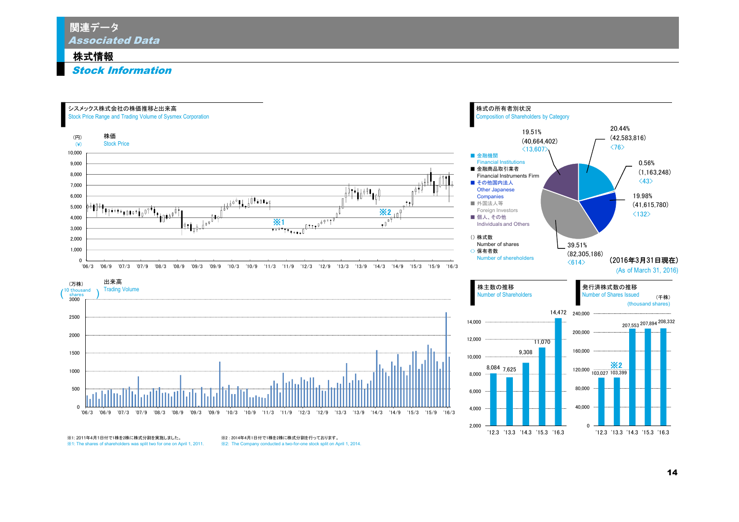# 関連データ
## *Associated Data*

### 株式情報
### *Stock Information*

#### シスメックス株式会社の株価推移と出来高
Stock Price Range and Trading Volume of Sysmex Corporation

株価 / Stock Price (円 / ¥)

出来高 / Trading Volume (万株 / 10 thousand shares)

#### 株式の所有者別状況
Composition of Shareholders by Category

| Category | % | Number of shares | Number of shareholders |
|---|---|---|---|
| 金融機関 Financial Institutions | 20.44% | (42,583,816) | <76> |
| 金融商品取引業者 Financial Instruments Firm | 0.56% | (1,163,248) | <43> |
| その他国内法人 Other Japanese Companies | 19.98% | (41,615,780) | <132> |
| 外国法人等 Foreign Investors | 39.51% | (82,305,186) | <614> |
| 個人、その他 Individuals and Others | 19.51% | (40,664,402) | <13,607> |

() 株式数 Number of shares
<> 保有者数 Number of shereholders

(2016年3月31日現在)
(As of March 31, 2016)

#### 株主数の推移
Number of Shareholders

| '12.3 | '13.3 | '14.3 | '15.3 | '16.3 |
|---|---|---|---|---|
| 8,084 | 7,625 | 9,308 | 11,070 | 14,472 |

#### 発行済株式数の推移
Number of Shares Issued (千株) (thousand shares)

| '12.3 | '13.3 | '14.3 | '15.3 | '16.3 |
|---|---|---|---|---|
| 103,027 | 103,399 ※2 | 207,553 | 207,894 | 208,332 |

※1: 2011年4月1日付で1株を2株に株式分割を実施しました。
※1: The shares of shareholders was split two for one on April 1, 2011.

※2：2014年4月1日付で1株を2株に株式分割を行っております。
※2: The Company conducted a two-for-one stock split on April 1, 2014.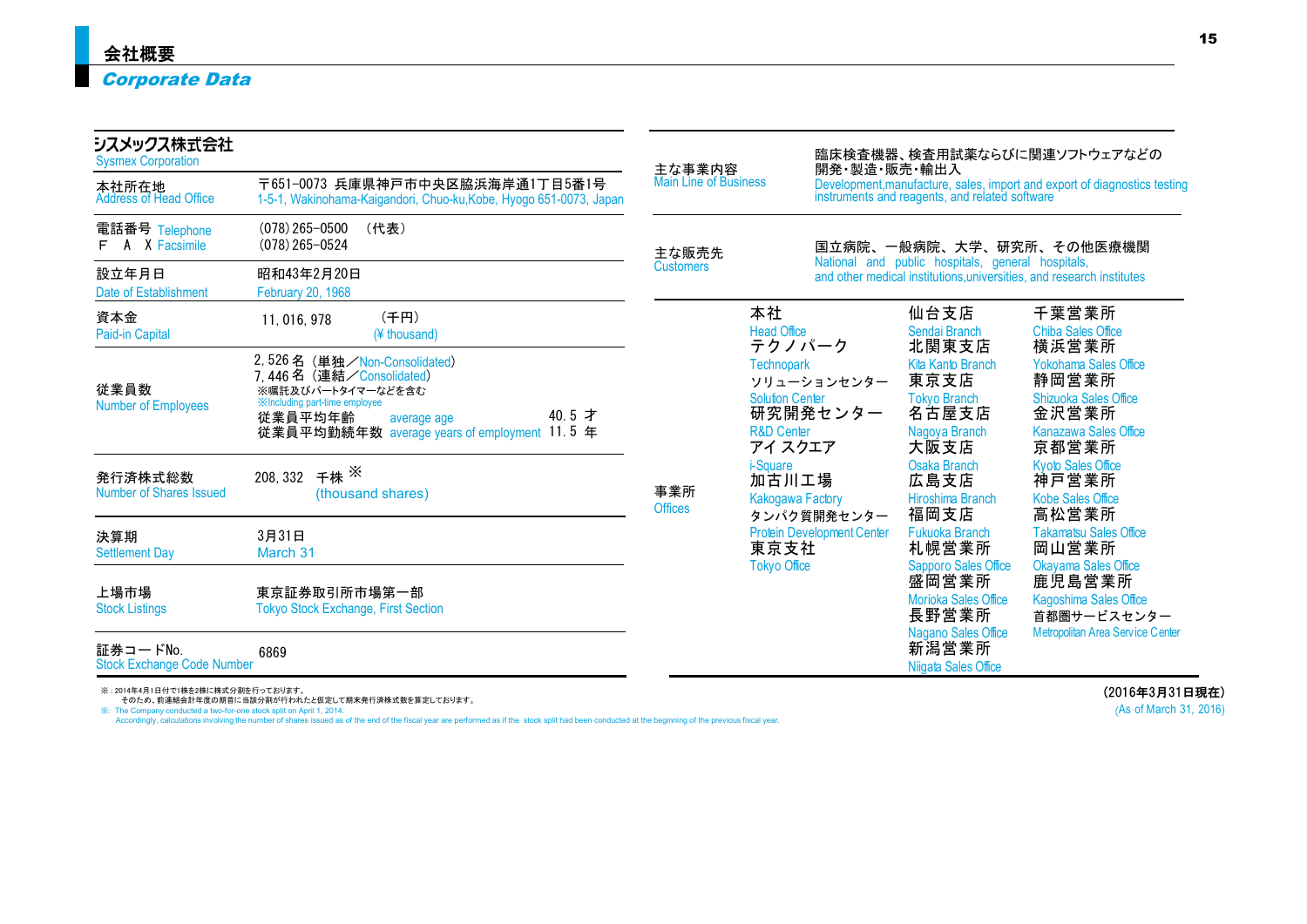# 会社概要
## *Corporate Data*

| シスメックス株式会社 Sysmex Corporation | |
|---|---|
| 本社所在地 Address of Head Office | 〒651-0073 兵庫県神戸市中央区脇浜海岸通1丁目5番1号 1-5-1, Wakinohama-Kaigandori, Chuo-ku,Kobe, Hyogo 651-0073, Japan |
| 電話番号 Telephone / F A X Facsimile | (078) 265-0500 (代表) / (078) 265-0524 |
| 設立年月日 Date of Establishment | 昭和43年2月20日 February 20, 1968 |
| 資本金 Paid-in Capital | 11, 016, 978 (千円) (¥ thousand) |
| 従業員数 Number of Employees | 2, 526 名 (単独／Non-Consolidated) 7, 446 名 (連結／Consolidated) ※嘱託及びパートタイマーなどを含む ※Including part-time employee 従業員平均年齢 average age 40. 5 才 従業員平均勤続年数 average years of employment 11. 5 年 |
| 発行済株式総数 Number of Shares Issued | 208, 332 千株 ※ (thousand shares) |
| 決算期 Settlement Day | 3月31日 March 31 |
| 上場市場 Stock Listings | 東京証券取引所市場第一部 Tokyo Stock Exchange, First Section |
| 証券コードNo. Stock Exchange Code Number | 6869 |

※：2014年4月1日付で1株を2株に株式分割を行っております。
そのため、前連結会計年度の期首に当該分割が行われたと仮定して期末発行済株式数を算定しております。
※: The Company conducted a two-for-one stock split on April 1, 2014.
Accordingly, calculations involving the number of shares issued as of the end of the fiscal year are performed as if the stock split had been conducted at the beginning of the previous fiscal year.

| 主な事業内容 Main Line of Business | 臨床検査機器、検査用試薬ならびに関連ソフトウェアなどの開発・製造・販売・輸出入 Development,manufacture, sales, import and export of diagnostics testing instruments and reagents, and related software | | |
|---|---|---|---|
| 主な販売先 Customers | 国立病院、一般病院、大学、研究所、その他医療機関 National and public hospitals, general hospitals, and other medical institutions,universities, and research institutes | | |
| 事業所 Offices | 本社 Head Office | 仙台支店 Sendai Branch | 千葉営業所 Chiba Sales Office |
| | テクノパーク Technopark | 北関東支店 Kita Kanto Branch | 横浜営業所 Yokohama Sales Office |
| | ソリューションセンター Solution Center | 東京支店 Tokyo Branch | 静岡営業所 Shizuoka Sales Office |
| | 研究開発センター R&D Center | 名古屋支店 Nagoya Branch | 金沢営業所 Kanazawa Sales Office |
| | アイ スクエア i-Square | 大阪支店 Osaka Branch | 京都営業所 Kyoto Sales Office |
| | 加古川工場 Kakogawa Factory | 広島支店 Hiroshima Branch | 神戸営業所 Kobe Sales Office |
| | タンパク質開発センター Protein Development Center | 福岡支店 Fukuoka Branch | 高松営業所 Takamatsu Sales Office |
| | 東京支社 Tokyo Office | 札幌営業所 Sapporo Sales Office | 岡山営業所 Okayama Sales Office |
| | | 盛岡営業所 Morioka Sales Office | 鹿児島営業所 Kagoshima Sales Office |
| | | 長野営業所 Nagano Sales Office | 首都圏サービスセンター Metropolitan Area Service Center |
| | | 新潟営業所 Niigata Sales Office | |

(2016年3月31日現在)
(As of March 31, 2016)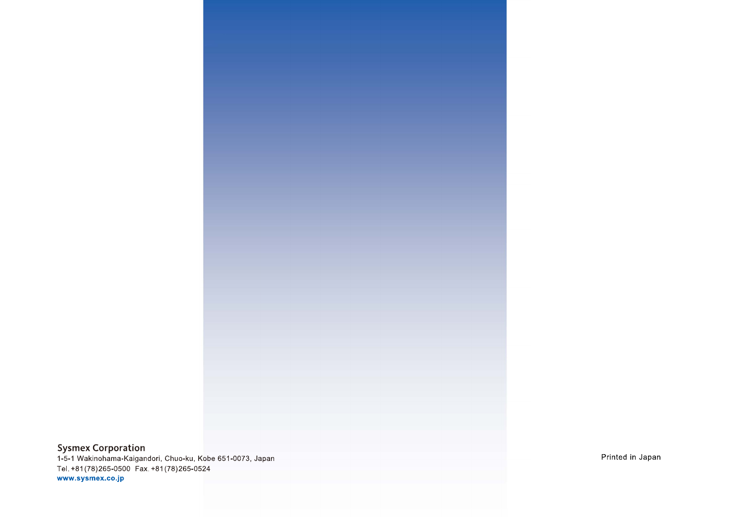**Sysmex Corporation**
1-5-1 Wakinohama-Kaigandori, Chuo-ku, Kobe 651-0073, Japan
Tel. +81(78)265-0500 Fax. +81(78)265-0524
www.sysmex.co.jp

Printed in Japan